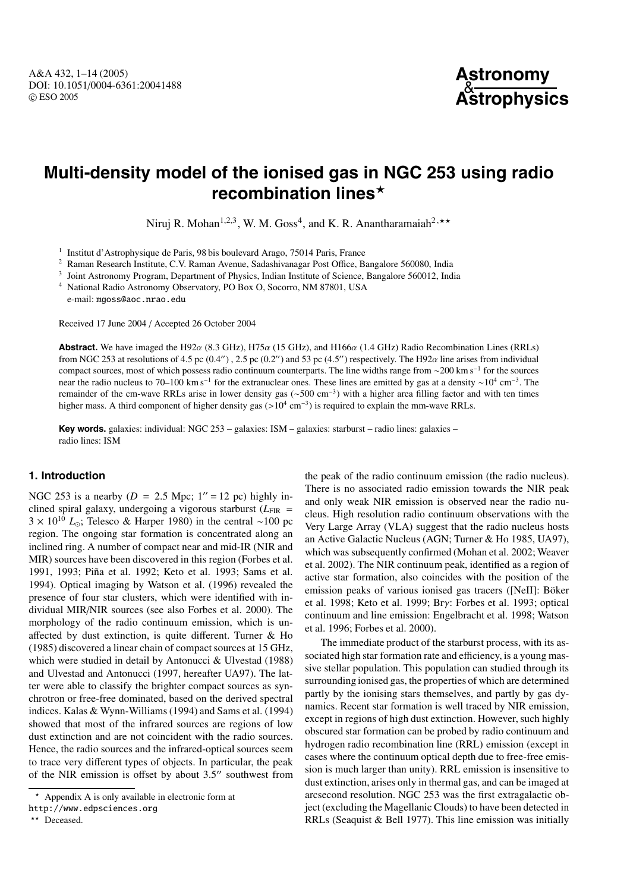# Multi-density model of the ionised gas in NGC 253 using radio recombination lines*

Niruj R. Mohan[1,2,3], W. M. Goss[4], and K. R. Anantharamaiah[2,**]

[1] Institut d'Astrophysique de Paris, 98 bis boulevard Arago, 75014 Paris, France
[2] Raman Research Institute, C.V. Raman Avenue, Sadashivanagar Post Office, Bangalore 560080, India
[3] Joint Astronomy Program, Department of Physics, Indian Institute of Science, Bangalore 560012, India
[4] National Radio Astronomy Observatory, PO Box O, Socorro, NM 87801, USA
e-mail: mgoss@aoc.nrao.edu

Received 17 June 2004 / Accepted 26 October 2004

**Abstract.** We have imaged the H92$\alpha$ (8.3 GHz), H75$\alpha$ (15 GHz), and H166$\alpha$ (1.4 GHz) Radio Recombination Lines (RRLs) from NGC 253 at resolutions of 4.5 pc (0.4″) , 2.5 pc (0.2″) and 53 pc (4.5″) respectively. The H92$\alpha$ line arises from individual compact sources, most of which possess radio continuum counterparts. The line widths range from ~200 km s$^{-1}$ for the sources near the radio nucleus to 70–100 km s$^{-1}$ for the extranuclear ones. These lines are emitted by gas at a density ~$10^4$ cm$^{-3}$. The remainder of the cm-wave RRLs arise in lower density gas (~500 cm$^{-3}$) with a higher area filling factor and with ten times higher mass. A third component of higher density gas (>$10^4$ cm$^{-3}$) is required to explain the mm-wave RRLs.

**Key words.** galaxies: individual: NGC 253 – galaxies: ISM – galaxies: starburst – radio lines: galaxies – radio lines: ISM

## 1. Introduction

NGC 253 is a nearby ($D$ = 2.5 Mpc; 1″ = 12 pc) highly inclined spiral galaxy, undergoing a vigorous starburst ($L_{\rm FIR}$ = $3 \times 10^{10}$ $L_{\odot}$; Telesco & Harper 1980) in the central ~100 pc region. The ongoing star formation is concentrated along an inclined ring. A number of compact near and mid-IR (NIR and MIR) sources have been discovered in this region (Forbes et al. 1991, 1993; Piña et al. 1992; Keto et al. 1993; Sams et al. 1994). Optical imaging by Watson et al. (1996) revealed the presence of four star clusters, which were identified with individual MIR/NIR sources (see also Forbes et al. 2000). The morphology of the radio continuum emission, which is unaffected by dust extinction, is quite different. Turner & Ho (1985) discovered a linear chain of compact sources at 15 GHz, which were studied in detail by Antonucci & Ulvestad (1988) and Ulvestad and Antonucci (1997, hereafter UA97). The latter were able to classify the brighter compact sources as synchrotron or free-free dominated, based on the derived spectral indices. Kalas & Wynn-Williams (1994) and Sams et al. (1994) showed that most of the infrared sources are regions of low dust extinction and are not coincident with the radio sources. Hence, the radio sources and the infrared-optical sources seem to trace very different types of objects. In particular, the peak of the NIR emission is offset by about 3.5″ southwest from the peak of the radio continuum emission (the radio nucleus). There is no associated radio emission towards the NIR peak and only weak NIR emission is observed near the radio nucleus. High resolution radio continuum observations with the Very Large Array (VLA) suggest that the radio nucleus hosts an Active Galactic Nucleus (AGN; Turner & Ho 1985, UA97), which was subsequently confirmed (Mohan et al. 2002; Weaver et al. 2002). The NIR continuum peak, identified as a region of active star formation, also coincides with the position of the emission peaks of various ionised gas tracers ([NeII]: Böker et al. 1998; Keto et al. 1999; Br$\gamma$: Forbes et al. 1993; optical continuum and line emission: Engelbracht et al. 1998; Watson et al. 1996; Forbes et al. 2000).

The immediate product of the starburst process, with its associated high star formation rate and efficiency, is a young massive stellar population. This population can studied through its surrounding ionised gas, the properties of which are determined partly by the ionising stars themselves, and partly by gas dynamics. Recent star formation is well traced by NIR emission, except in regions of high dust extinction. However, such highly obscured star formation can be probed by radio continuum and hydrogen radio recombination line (RRL) emission (except in cases where the continuum optical depth due to free-free emission is much larger than unity). RRL emission is insensitive to dust extinction, arises only in thermal gas, and can be imaged at arcsecond resolution. NGC 253 was the first extragalactic object (excluding the Magellanic Clouds) to have been detected in RRLs (Seaquist & Bell 1977). This line emission was initially

* Appendix A is only available in electronic form at http://www.edpsciences.org

** Deceased.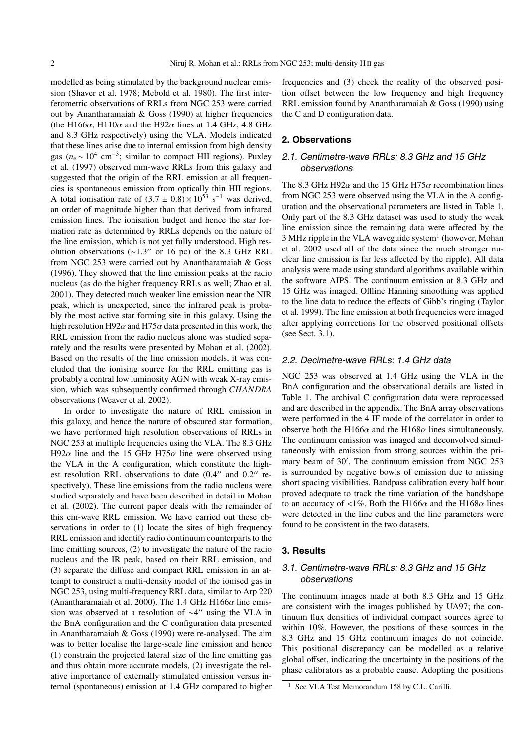modelled as being stimulated by the background nuclear emission (Shaver et al. 1978; Mebold et al. 1980). The first interferometric observations of RRLs from NGC 253 were carried out by Anantharamaiah & Goss (1990) at higher frequencies (the H166$\alpha$, H110$\alpha$ and the H92$\alpha$ lines at 1.4 GHz, 4.8 GHz and 8.3 GHz respectively) using the VLA. Models indicated that these lines arise due to internal emission from high density gas ($n_e \sim 10^4$ cm$^{-3}$; similar to compact HII regions). Puxley et al. (1997) observed mm-wave RRLs from this galaxy and suggested that the origin of the RRL emission at all frequencies is spontaneous emission from optically thin HII regions. A total ionisation rate of $(3.7 \pm 0.8) \times 10^{53}$ s$^{-1}$ was derived, an order of magnitude higher than that derived from infrared emission lines. The ionisation budget and hence the star formation rate as determined by RRLs depends on the nature of the line emission, which is not yet fully understood. High resolution observations (~1.3″ or 16 pc) of the 8.3 GHz RRL from NGC 253 were carried out by Anantharamaiah & Goss (1996). They showed that the line emission peaks at the radio nucleus (as do the higher frequency RRLs as well; Zhao et al. 2001). They detected much weaker line emission near the NIR peak, which is unexpected, since the infrared peak is probably the most active star forming site in this galaxy. Using the high resolution H92$\alpha$ and H75$\alpha$ data presented in this work, the RRL emission from the radio nucleus alone was studied separately and the results were presented by Mohan et al. (2002). Based on the results of the line emission models, it was concluded that the ionising source for the RRL emitting gas is probably a central low luminosity AGN with weak X-ray emission, which was subsequently confirmed through *CHANDRA* observations (Weaver et al. 2002).

In order to investigate the nature of RRL emission in this galaxy, and hence the nature of obscured star formation, we have performed high resolution observations of RRLs in NGC 253 at multiple frequencies using the VLA. The 8.3 GHz H92$\alpha$ line and the 15 GHz H75$\alpha$ line were observed using the VLA in the A configuration, which constitute the highest resolution RRL observations to date (0.4″ and 0.2″ respectively). These line emissions from the radio nucleus were studied separately and have been described in detail in Mohan et al. (2002). The current paper deals with the remainder of this cm-wave RRL emission. We have carried out these observations in order to (1) locate the sites of high frequency RRL emission and identify radio continuum counterparts to the line emitting sources, (2) to investigate the nature of the radio nucleus and the IR peak, based on their RRL emission, and (3) separate the diffuse and compact RRL emission in an attempt to construct a multi-density model of the ionised gas in NGC 253, using multi-frequency RRL data, similar to Arp 220 (Anantharamaiah et al. 2000). The 1.4 GHz H166$\alpha$ line emission was observed at a resolution of ~4″ using the VLA in the BnA configuration and the C configuration data presented in Anantharamaiah & Goss (1990) were re-analysed. The aim was to better localise the large-scale line emission and hence (1) constrain the projected lateral size of the line emitting gas and thus obtain more accurate models, (2) investigate the relative importance of externally stimulated emission versus internal (spontaneous) emission at 1.4 GHz compared to higher frequencies and (3) check the reality of the observed position offset between the low frequency and high frequency RRL emission found by Anantharamaiah & Goss (1990) using the C and D configuration data.

## 2. Observations

### 2.1. Centimetre-wave RRLs: 8.3 GHz and 15 GHz observations

The 8.3 GHz H92$\alpha$ and the 15 GHz H75$\alpha$ recombination lines from NGC 253 were observed using the VLA in the A configuration and the observational parameters are listed in Table 1. Only part of the 8.3 GHz dataset was used to study the weak line emission since the remaining data were affected by the 3 MHz ripple in the VLA waveguide system[1] (however, Mohan et al. 2002 used all of the data since the much stronger nuclear line emission is far less affected by the ripple). All data analysis were made using standard algorithms available within the software AIPS. The continuum emission at 8.3 GHz and 15 GHz was imaged. Offline Hanning smoothing was applied to the line data to reduce the effects of Gibb's ringing (Taylor et al. 1999). The line emission at both frequencies were imaged after applying corrections for the observed positional offsets (see Sect. 3.1).

### 2.2. Decimetre-wave RRLs: 1.4 GHz data

NGC 253 was observed at 1.4 GHz using the VLA in the BnA configuration and the observational details are listed in Table 1. The archival C configuration data were reprocessed and are described in the appendix. The BnA array observations were performed in the 4 IF mode of the correlator in order to observe both the H166$\alpha$ and the H168$\alpha$ lines simultaneously. The continuum emission was imaged and deconvolved simultaneously with emission from strong sources within the primary beam of 30′. The continuum emission from NGC 253 is surrounded by negative bowls of emission due to missing short spacing visibilities. Bandpass calibration every half hour proved adequate to track the time variation of the bandshape to an accuracy of <1%. Both the H166$\alpha$ and the H168$\alpha$ lines were detected in the line cubes and the line parameters were found to be consistent in the two datasets.

## 3. Results

### 3.1. Centimetre-wave RRLs: 8.3 GHz and 15 GHz observations

The continuum images made at both 8.3 GHz and 15 GHz are consistent with the images published by UA97; the continuum flux densities of individual compact sources agree to within 10%. However, the positions of these sources in the 8.3 GHz and 15 GHz continuum images do not coincide. This positional discrepancy can be modelled as a relative global offset, indicating the uncertainty in the positions of the phase calibrators as a probable cause. Adopting the positions

[1] See VLA Test Memorandum 158 by C.L. Carilli.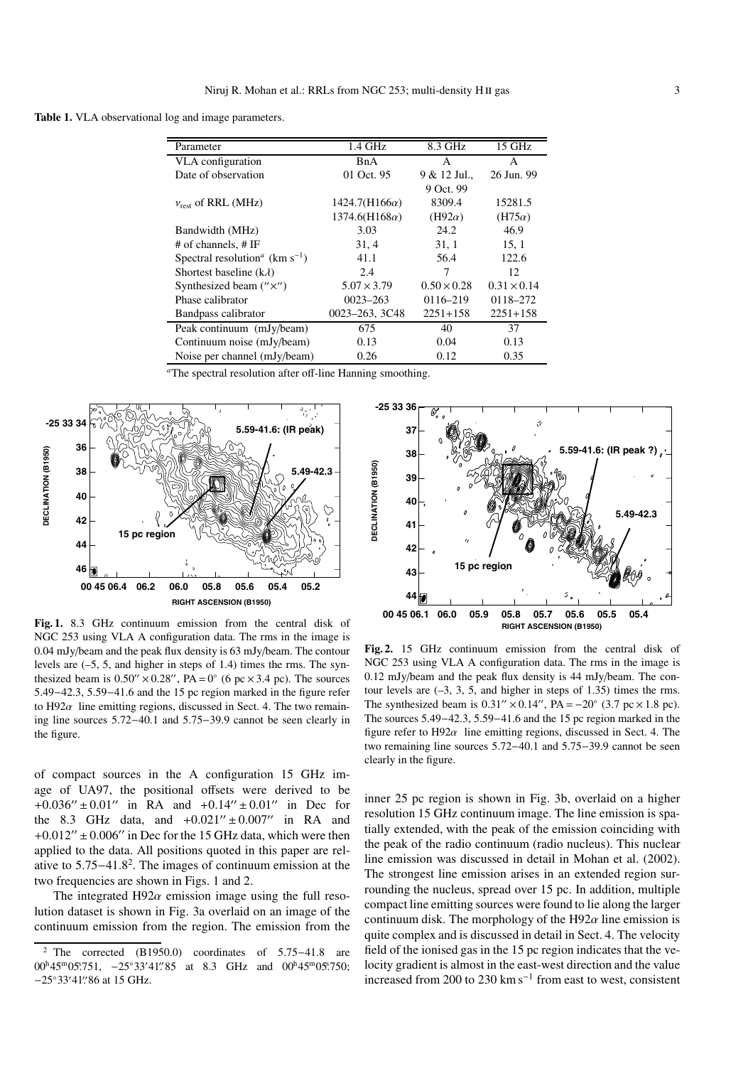**Table 1.** VLA observational log and image parameters.

| Parameter | 1.4 GHz | 8.3 GHz | 15 GHz |
|---|---|---|---|
| VLA configuration | BnA | A | A |
| Date of observation | 01 Oct. 95 | 9 & 12 Jul., 9 Oct. 99 | 26 Jun. 99 |
| $\nu_{\rm rest}$ of RRL (MHz) | 1424.7(H166$\alpha$) 1374.6(H168$\alpha$) | 8309.4 (H92$\alpha$) | 15281.5 (H75$\alpha$) |
| Bandwidth (MHz) | 3.03 | 24.2 | 46.9 |
| # of channels, # IF | 31, 4 | 31, 1 | 15, 1 |
| Spectral resolution[a] (km s$^{-1}$) | 41.1 | 56.4 | 122.6 |
| Shortest baseline (k$\lambda$) | 2.4 | 7 | 12 |
| Synthesized beam ($''\times''$) | $5.07\times3.79$ | $0.50\times0.28$ | $0.31\times0.14$ |
| Phase calibrator | 0023–263 | 0116–219 | 0118–272 |
| Bandpass calibrator | 0023–263, 3C48 | 2251+158 | 2251+158 |
| Peak continuum (mJy/beam) | 675 | 40 | 37 |
| Continuum noise (mJy/beam) | 0.13 | 0.04 | 0.13 |
| Noise per channel (mJy/beam) | 0.26 | 0.12 | 0.35 |

[a]The spectral resolution after off-line Hanning smoothing.

**Fig. 1.** 8.3 GHz continuum emission from the central disk of NGC 253 using VLA A configuration data. The rms in the image is 0.04 mJy/beam and the peak flux density is 63 mJy/beam. The contour levels are (–5, 5, and higher in steps of 1.4) times the rms. The synthesized beam is $0.50''\times0.28''$, PA = 0° (6 pc × 3.4 pc). The sources 5.49−42.3, 5.59−41.6 and the 15 pc region marked in the figure refer to H92$\alpha$ line emitting regions, discussed in Sect. 4. The two remaining line sources 5.72−40.1 and 5.75−39.9 cannot be seen clearly in the figure.

**Fig. 2.** 15 GHz continuum emission from the central disk of NGC 253 using VLA A configuration data. The rms in the image is 0.12 mJy/beam and the peak flux density is 44 mJy/beam. The contour levels are (–3, 3, 5, and higher in steps of 1.35) times the rms. The synthesized beam is $0.31''\times0.14''$, PA = −20° (3.7 pc × 1.8 pc). The sources 5.49−42.3, 5.59−41.6 and the 15 pc region marked in the figure refer to H92$\alpha$ line emitting regions, discussed in Sect. 4. The two remaining line sources 5.72−40.1 and 5.75−39.9 cannot be seen clearly in the figure.

of compact sources in the A configuration 15 GHz image of UA97, the positional offsets were derived to be $+0.036''\pm0.01''$ in RA and $+0.14''\pm0.01''$ in Dec for the 8.3 GHz data, and $+0.021''\pm0.007''$ in RA and $+0.012''\pm0.006''$ in Dec for the 15 GHz data, which were then applied to the data. All positions quoted in this paper are relative to 5.75−41.8[2]. The images of continuum emission at the two frequencies are shown in Figs. 1 and 2.

The integrated H92$\alpha$ emission image using the full resolution dataset is shown in Fig. 3a overlaid on an image of the continuum emission from the region. The emission from the inner 25 pc region is shown in Fig. 3b, overlaid on a higher resolution 15 GHz continuum image. The line emission is spatially extended, with the peak of the emission coinciding with the peak of the radio continuum (radio nucleus). This nuclear line emission was discussed in detail in Mohan et al. (2002). The strongest line emission arises in an extended region surrounding the nucleus, spread over 15 pc. In addition, multiple compact line emitting sources were found to lie along the larger continuum disk. The morphology of the H92$\alpha$ line emission is quite complex and is discussed in detail in Sect. 4. The velocity field of the ionised gas in the 15 pc region indicates that the velocity gradient is almost in the east-west direction and the value increased from 200 to 230 km s$^{-1}$ from east to west, consistent

[2] The corrected (B1950.0) coordinates of 5.75−41.8 are $00^{\rm h}45^{\rm m}05\overset{\rm s}{.}751$, $-25°33'41\overset{''}{.}85$ at 8.3 GHz and $00^{\rm h}45^{\rm m}05\overset{\rm s}{.}750$; $-25°33'41\overset{''}{.}86$ at 15 GHz.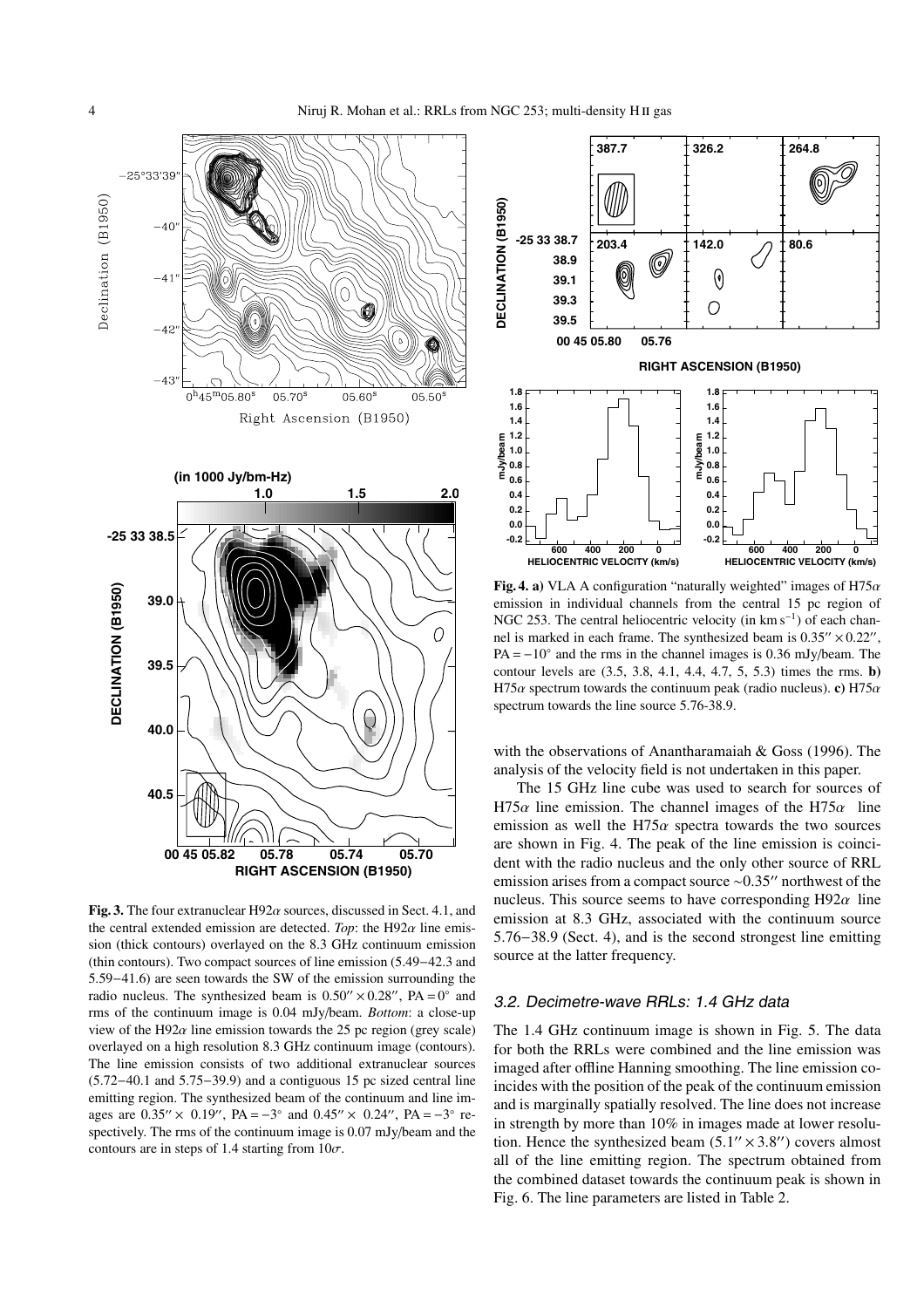**Fig. 3.** The four extranuclear H92$\alpha$ sources, discussed in Sect. 4.1, and the central extended emission are detected. *Top*: the H92$\alpha$ line emission (thick contours) overlayed on the 8.3 GHz continuum emission (thin contours). Two compact sources of line emission (5.49−42.3 and 5.59−41.6) are seen towards the SW of the emission surrounding the radio nucleus. The synthesized beam is $0.50'' \times 0.28''$, PA = 0° and rms of the continuum image is 0.04 mJy/beam. *Bottom*: a close-up view of the H92$\alpha$ line emission towards the 25 pc region (grey scale) overlayed on a high resolution 8.3 GHz continuum image (contours). The line emission consists of two additional extranuclear sources (5.72−40.1 and 5.75−39.9) and a contiguous 15 pc sized central line emitting region. The synthesized beam of the continuum and line images are $0.35'' \times 0.19''$, PA = −3° and $0.45'' \times 0.24''$, PA = −3° respectively. The rms of the continuum image is 0.07 mJy/beam and the contours are in steps of 1.4 starting from $10\sigma$.

**Fig. 4. a)** VLA A configuration "naturally weighted" images of H75$\alpha$ emission in individual channels from the central 15 pc region of NGC 253. The central heliocentric velocity (in km s$^{-1}$) of each channel is marked in each frame. The synthesized beam is $0.35'' \times 0.22''$, PA = −10° and the rms in the channel images is 0.36 mJy/beam. The contour levels are (3.5, 3.8, 4.1, 4.4, 4.7, 5, 5.3) times the rms. **b)** H75$\alpha$ spectrum towards the continuum peak (radio nucleus). **c)** H75$\alpha$ spectrum towards the line source 5.76-38.9.

with the observations of Anantharamaiah & Goss (1996). The analysis of the velocity field is not undertaken in this paper.

The 15 GHz line cube was used to search for sources of H75$\alpha$ line emission. The channel images of the H75$\alpha$ line emission as well the H75$\alpha$ spectra towards the two sources are shown in Fig. 4. The peak of the line emission is coincident with the radio nucleus and the only other source of RRL emission arises from a compact source ~$0.35''$ northwest of the nucleus. This source seems to have corresponding H92$\alpha$ line emission at 8.3 GHz, associated with the continuum source 5.76−38.9 (Sect. 4), and is the second strongest line emitting source at the latter frequency.

### 3.2. Decimetre-wave RRLs: 1.4 GHz data

The 1.4 GHz continuum image is shown in Fig. 5. The data for both the RRLs were combined and the line emission was imaged after offline Hanning smoothing. The line emission coincides with the position of the peak of the continuum emission and is marginally spatially resolved. The line does not increase in strength by more than 10% in images made at lower resolution. Hence the synthesized beam ($5.1'' \times 3.8''$) covers almost all of the line emitting region. The spectrum obtained from the combined dataset towards the continuum peak is shown in Fig. 6. The line parameters are listed in Table 2.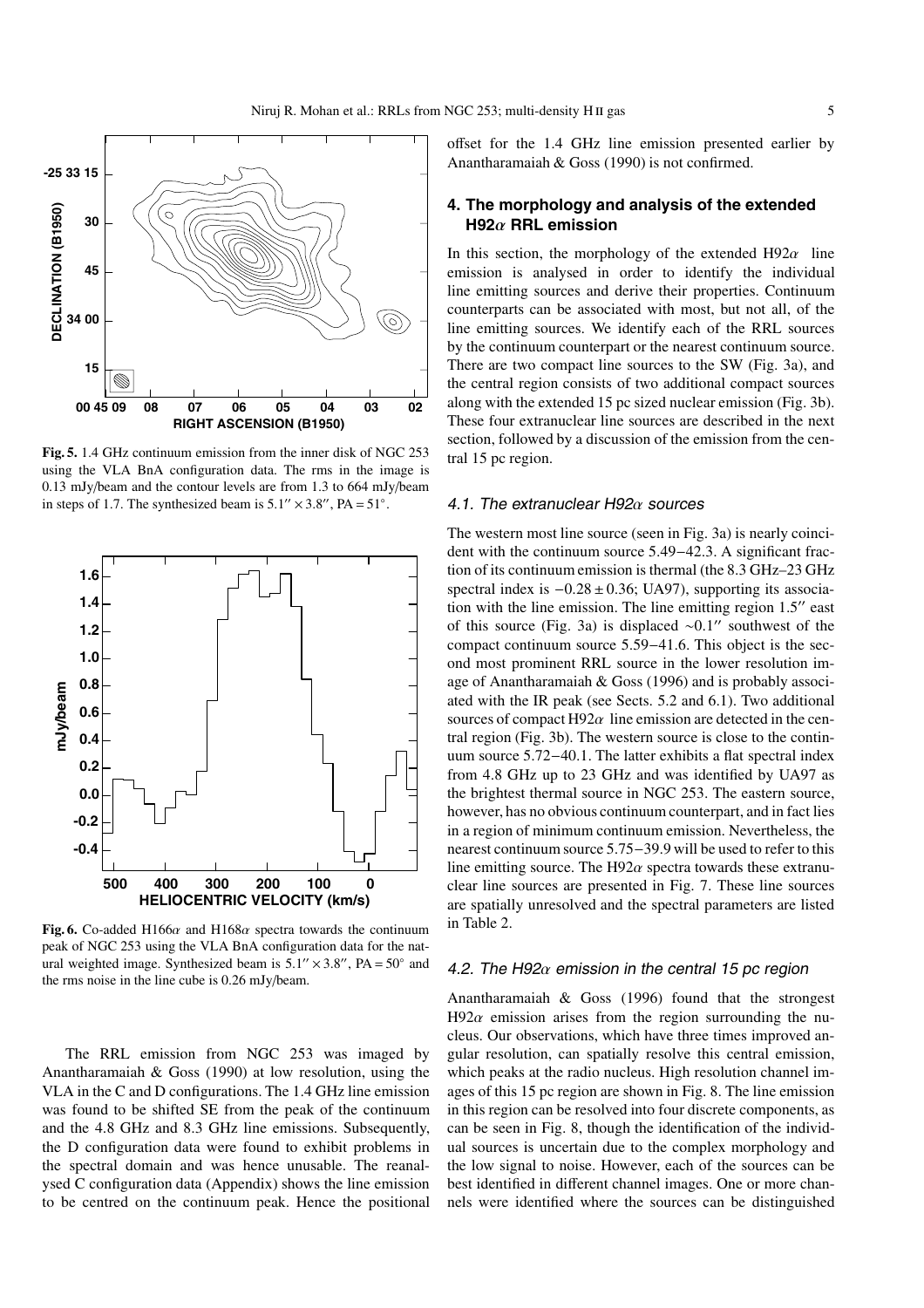**Fig. 5.** 1.4 GHz continuum emission from the inner disk of NGC 253 using the VLA BnA configuration data. The rms in the image is 0.13 mJy/beam and the contour levels are from 1.3 to 664 mJy/beam in steps of 1.7. The synthesized beam is $5.1'' \times 3.8''$, PA = 51°.

**Fig. 6.** Co-added H166$\alpha$ and H168$\alpha$ spectra towards the continuum peak of NGC 253 using the VLA BnA configuration data for the natural weighted image. Synthesized beam is $5.1'' \times 3.8''$, PA = 50° and the rms noise in the line cube is 0.26 mJy/beam.

The RRL emission from NGC 253 was imaged by Anantharamaiah & Goss (1990) at low resolution, using the VLA in the C and D configurations. The 1.4 GHz line emission was found to be shifted SE from the peak of the continuum and the 4.8 GHz and 8.3 GHz line emissions. Subsequently, the D configuration data were found to exhibit problems in the spectral domain and was hence unusable. The reanalysed C configuration data (Appendix) shows the line emission to be centred on the continuum peak. Hence the positional offset for the 1.4 GHz line emission presented earlier by Anantharamaiah & Goss (1990) is not confirmed.

## 4. The morphology and analysis of the extended H92$\alpha$ RRL emission

In this section, the morphology of the extended H92$\alpha$ line emission is analysed in order to identify the individual line emitting sources and derive their properties. Continuum counterparts can be associated with most, but not all, of the line emitting sources. We identify each of the RRL sources by the continuum counterpart or the nearest continuum source. There are two compact line sources to the SW (Fig. 3a), and the central region consists of two additional compact sources along with the extended 15 pc sized nuclear emission (Fig. 3b). These four extranuclear line sources are described in the next section, followed by a discussion of the emission from the central 15 pc region.

### 4.1. The extranuclear H92$\alpha$ sources

The western most line source (seen in Fig. 3a) is nearly coincident with the continuum source 5.49−42.3. A significant fraction of its continuum emission is thermal (the 8.3 GHz–23 GHz spectral index is $-0.28 \pm 0.36$; UA97), supporting its association with the line emission. The line emitting region 1.5″ east of this source (Fig. 3a) is displaced ∼0.1″ southwest of the compact continuum source 5.59−41.6. This object is the second most prominent RRL source in the lower resolution image of Anantharamaiah & Goss (1996) and is probably associated with the IR peak (see Sects. 5.2 and 6.1). Two additional sources of compact H92$\alpha$ line emission are detected in the central region (Fig. 3b). The western source is close to the continuum source 5.72−40.1. The latter exhibits a flat spectral index from 4.8 GHz up to 23 GHz and was identified by UA97 as the brightest thermal source in NGC 253. The eastern source, however, has no obvious continuum counterpart, and in fact lies in a region of minimum continuum emission. Nevertheless, the nearest continuum source 5.75−39.9 will be used to refer to this line emitting source. The H92$\alpha$ spectra towards these extranuclear line sources are presented in Fig. 7. These line sources are spatially unresolved and the spectral parameters are listed in Table 2.

### 4.2. The H92$\alpha$ emission in the central 15 pc region

Anantharamaiah & Goss (1996) found that the strongest H92$\alpha$ emission arises from the region surrounding the nucleus. Our observations, which have three times improved angular resolution, can spatially resolve this central emission, which peaks at the radio nucleus. High resolution channel images of this 15 pc region are shown in Fig. 8. The line emission in this region can be resolved into four discrete components, as can be seen in Fig. 8, though the identification of the individual sources is uncertain due to the complex morphology and the low signal to noise. However, each of the sources can be best identified in different channel images. One or more channels were identified where the sources can be distinguished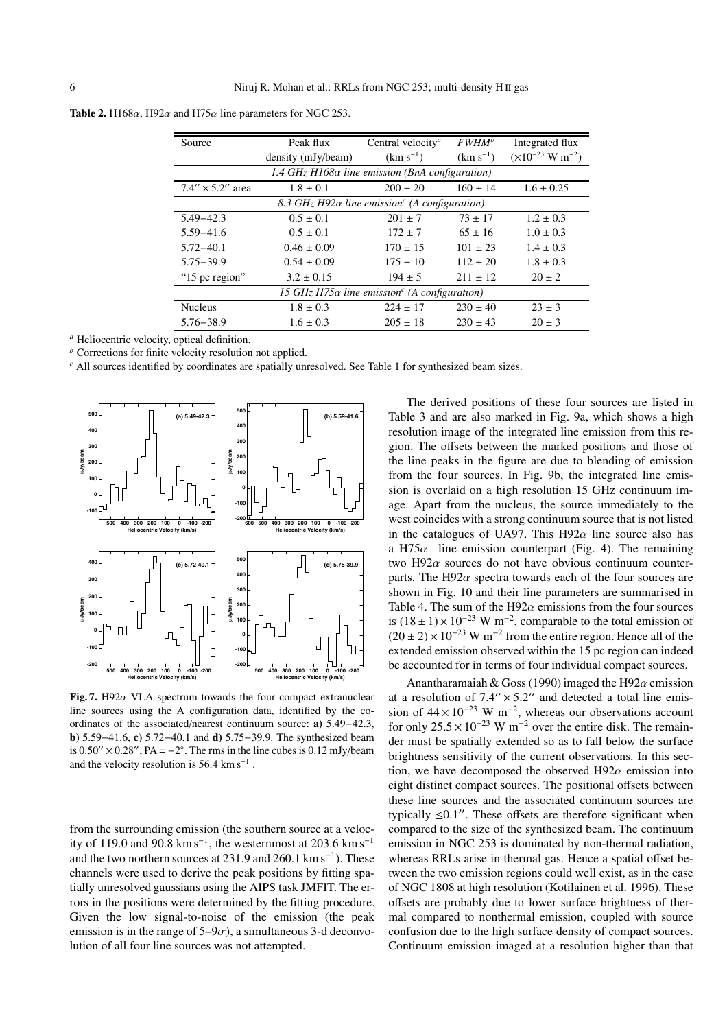**Table 2.** H168$\alpha$, H92$\alpha$ and H75$\alpha$ line parameters for NGC 253.

| Source | Peak flux density (mJy/beam) | Central velocity[a] (km s$^{-1}$) | *FWHM*[b] (km s$^{-1}$) | Integrated flux ($\times10^{-23}$ W m$^{-2}$) |
|---|---|---|---|---|
| *1.4 GHz H168$\alpha$ line emission (BnA configuration)* | | | | |
| $7.4'' \times 5.2''$ area | $1.8 \pm 0.1$ | $200 \pm 20$ | $160 \pm 14$ | $1.6 \pm 0.25$ |
| *8.3 GHz H92$\alpha$ line emission[c] (A configuration)* | | | | |
| 5.49−42.3 | $0.5 \pm 0.1$ | $201 \pm 7$ | $73 \pm 17$ | $1.2 \pm 0.3$ |
| 5.59−41.6 | $0.5 \pm 0.1$ | $172 \pm 7$ | $65 \pm 16$ | $1.0 \pm 0.3$ |
| 5.72−40.1 | $0.46 \pm 0.09$ | $170 \pm 15$ | $101 \pm 23$ | $1.4 \pm 0.3$ |
| 5.75−39.9 | $0.54 \pm 0.09$ | $175 \pm 10$ | $112 \pm 20$ | $1.8 \pm 0.3$ |
| "15 pc region" | $3.2 \pm 0.15$ | $194 \pm 5$ | $211 \pm 12$ | $20 \pm 2$ |
| *15 GHz H75$\alpha$ line emission[c] (A configuration)* | | | | |
| Nucleus | $1.8 \pm 0.3$ | $224 \pm 17$ | $230 \pm 40$ | $23 \pm 3$ |
| 5.76−38.9 | $1.6 \pm 0.3$ | $205 \pm 18$ | $230 \pm 43$ | $20 \pm 3$ |

[a] Heliocentric velocity, optical definition.
[b] Corrections for finite velocity resolution not applied.
[c] All sources identified by coordinates are spatially unresolved. See Table 1 for synthesized beam sizes.

**Fig. 7.** H92$\alpha$ VLA spectrum towards the four compact extranuclear line sources using the A configuration data, identified by the coordinates of the associated/nearest continuum source: **a)** 5.49−42.3, **b)** 5.59−41.6, **c)** 5.72−40.1 and **d)** 5.75−39.9. The synthesized beam is $0.50'' \times 0.28''$, PA = $-2°$. The rms in the line cubes is 0.12 mJy/beam and the velocity resolution is 56.4 km s$^{-1}$ .

from the surrounding emission (the southern source at a velocity of 119.0 and 90.8 km s$^{-1}$, the westernmost at 203.6 km s$^{-1}$ and the two northern sources at 231.9 and 260.1 km s$^{-1}$). These channels were used to derive the peak positions by fitting spatially unresolved gaussians using the AIPS task JMFIT. The errors in the positions were determined by the fitting procedure. Given the low signal-to-noise of the emission (the peak emission is in the range of 5–9$\sigma$), a simultaneous 3-d deconvolution of all four line sources was not attempted.

The derived positions of these four sources are listed in Table 3 and are also marked in Fig. 9a, which shows a high resolution image of the integrated line emission from this region. The offsets between the marked positions and those of the line peaks in the figure are due to blending of emission from the four sources. In Fig. 9b, the integrated line emission is overlaid on a high resolution 15 GHz continuum image. Apart from the nucleus, the source immediately to the west coincides with a strong continuum source that is not listed in the catalogues of UA97. This H92$\alpha$ line source also has a H75$\alpha$ line emission counterpart (Fig. 4). The remaining two H92$\alpha$ sources do not have obvious continuum counterparts. The H92$\alpha$ spectra towards each of the four sources are shown in Fig. 10 and their line parameters are summarised in Table 4. The sum of the H92$\alpha$ emissions from the four sources is $(18 \pm 1) \times 10^{-23}$ W m$^{-2}$, comparable to the total emission of $(20 \pm 2) \times 10^{-23}$ W m$^{-2}$ from the entire region. Hence all of the extended emission observed within the 15 pc region can indeed be accounted for in terms of four individual compact sources.

Anantharamaiah & Goss (1990) imaged the H92$\alpha$ emission at a resolution of $7.4'' \times 5.2''$ and detected a total line emission of $44 \times 10^{-23}$ W m$^{-2}$, whereas our observations account for only $25.5 \times 10^{-23}$ W m$^{-2}$ over the entire disk. The remainder must be spatially extended so as to fall below the surface brightness sensitivity of the current observations. In this section, we have decomposed the observed H92$\alpha$ emission into eight distinct compact sources. The positional offsets between these line sources and the associated continuum sources are typically $\leq 0.1''$. These offsets are therefore significant when compared to the size of the synthesized beam. The continuum emission in NGC 253 is dominated by non-thermal radiation, whereas RRLs arise in thermal gas. Hence a spatial offset between the two emission regions could well exist, as in the case of NGC 1808 at high resolution (Kotilainen et al. 1996). These offsets are probably due to lower surface brightness of thermal compared to nonthermal emission, coupled with source confusion due to the high surface density of compact sources. Continuum emission imaged at a resolution higher than that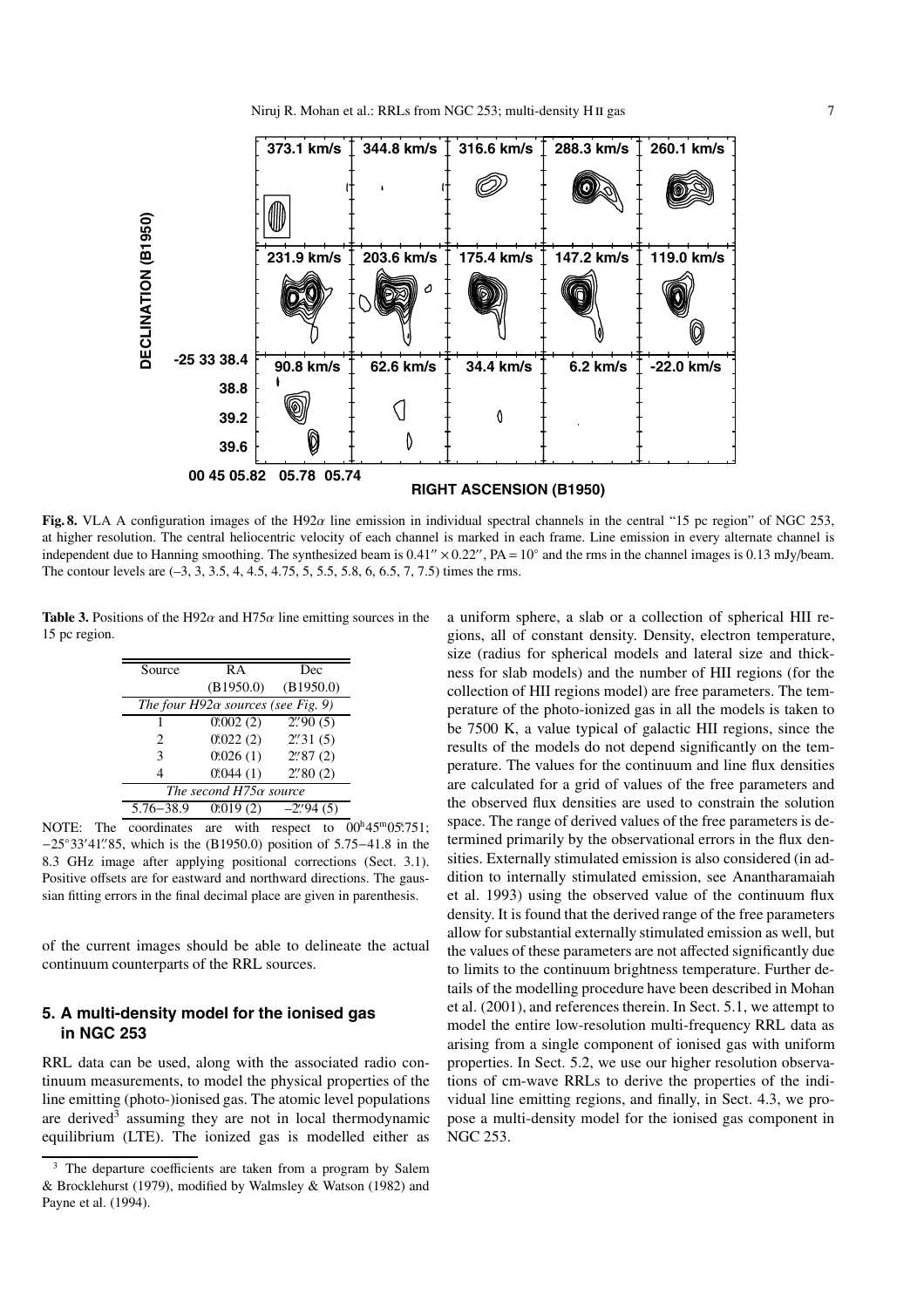**Fig. 8.** VLA A configuration images of the H92$\alpha$ line emission in individual spectral channels in the central "15 pc region" of NGC 253, at higher resolution. The central heliocentric velocity of each channel is marked in each frame. Line emission in every alternate channel is independent due to Hanning smoothing. The synthesized beam is $0.41'' \times 0.22''$, PA = 10° and the rms in the channel images is 0.13 mJy/beam. The contour levels are (–3, 3, 3.5, 4, 4.5, 4.75, 5, 5.5, 5.8, 6, 6.5, 7, 7.5) times the rms.

**Table 3.** Positions of the H92$\alpha$ and H75$\alpha$ line emitting sources in the 15 pc region.

| Source | RA (B1950.0) | Dec (B1950.0) |
|---|---|---|
| *The four H92$\alpha$ sources (see Fig. 9)* | | |
| 1 | 0.ˢ002 (2) | 2.″90 (5) |
| 2 | 0.ˢ022 (2) | 2.″31 (5) |
| 3 | 0.ˢ026 (1) | 2.″87 (2) |
| 4 | 0.ˢ044 (1) | 2.″80 (2) |
| *The second H75$\alpha$ source* | | |
| 5.76–38.9 | 0.ˢ019 (2) | –2.″94 (5) |

NOTE: The coordinates are with respect to $00^h45^m05.^s751$; $-25°33'41.''85$, which is the (B1950.0) position of 5.75–41.8 in the 8.3 GHz image after applying positional corrections (Sect. 3.1). Positive offsets are for eastward and northward directions. The gaussian fitting errors in the final decimal place are given in parenthesis.

of the current images should be able to delineate the actual continuum counterparts of the RRL sources.

## 5. A multi-density model for the ionised gas in NGC 253

RRL data can be used, along with the associated radio continuum measurements, to model the physical properties of the line emitting (photo-)ionised gas. The atomic level populations are derived[3] assuming they are not in local thermodynamic equilibrium (LTE). The ionized gas is modelled either as a uniform sphere, a slab or a collection of spherical HII regions, all of constant density. Density, electron temperature, size (radius for spherical models and lateral size and thickness for slab models) and the number of HII regions (for the collection of HII regions model) are free parameters. The temperature of the photo-ionized gas in all the models is taken to be 7500 K, a value typical of galactic HII regions, since the results of the models do not depend significantly on the temperature. The values for the continuum and line flux densities are calculated for a grid of values of the free parameters and the observed flux densities are used to constrain the solution space. The range of derived values of the free parameters is determined primarily by the observational errors in the flux densities. Externally stimulated emission is also considered (in addition to internally stimulated emission, see Anantharamaiah et al. 1993) using the observed value of the continuum flux density. It is found that the derived range of the free parameters allow for substantial externally stimulated emission as well, but the values of these parameters are not affected significantly due to limits to the continuum brightness temperature. Further details of the modelling procedure have been described in Mohan et al. (2001), and references therein. In Sect. 5.1, we attempt to model the entire low-resolution multi-frequency RRL data as arising from a single component of ionised gas with uniform properties. In Sect. 5.2, we use our higher resolution observations of cm-wave RRLs to derive the properties of the individual line emitting regions, and finally, in Sect. 4.3, we propose a multi-density model for the ionised gas component in NGC 253.

[3] The departure coefficients are taken from a program by Salem & Brocklehurst (1979), modified by Walmsley & Watson (1982) and Payne et al. (1994).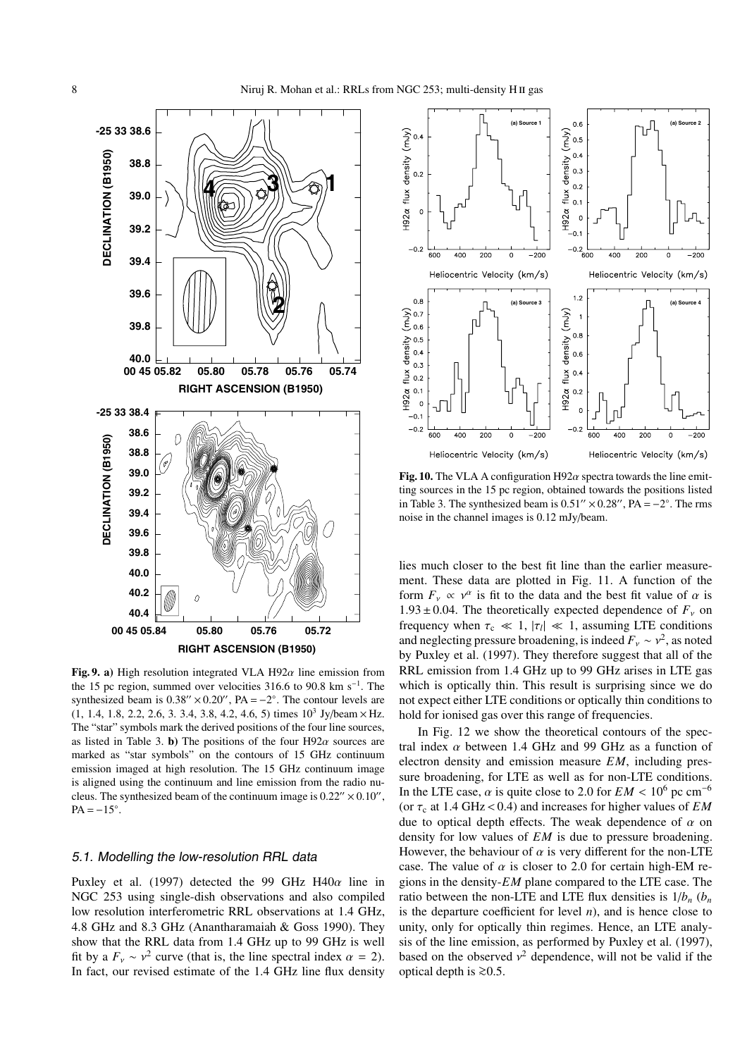**Fig. 9. a)** High resolution integrated VLA H92$\alpha$ line emission from the 15 pc region, summed over velocities 316.6 to 90.8 km s$^{-1}$. The synthesized beam is $0.38'' \times 0.20''$, PA = $-2°$. The contour levels are (1, 1.4, 1.8, 2.2, 2.6, 3. 3.4, 3.8, 4.2, 4.6, 5) times $10^3$ Jy/beam × Hz. The "star" symbols mark the derived positions of the four line sources, as listed in Table 3. **b)** The positions of the four H92$\alpha$ sources are marked as "star symbols" on the contours of 15 GHz continuum emission imaged at high resolution. The 15 GHz continuum image is aligned using the continuum and line emission from the radio nucleus. The synthesized beam of the continuum image is $0.22'' \times 0.10''$, PA = $-15°$.

**Fig. 10.** The VLA A configuration H92$\alpha$ spectra towards the line emitting sources in the 15 pc region, obtained towards the positions listed in Table 3. The synthesized beam is $0.51'' \times 0.28''$, PA = $-2°$. The rms noise in the channel images is 0.12 mJy/beam.

### 5.1. Modelling the low-resolution RRL data

Puxley et al. (1997) detected the 99 GHz H40$\alpha$ line in NGC 253 using single-dish observations and also compiled low resolution interferometric RRL observations at 1.4 GHz, 4.8 GHz and 8.3 GHz (Anantharamaiah & Goss 1990). They show that the RRL data from 1.4 GHz up to 99 GHz is well fit by a $F_\nu \sim \nu^2$ curve (that is, the line spectral index $\alpha = 2$). In fact, our revised estimate of the 1.4 GHz line flux density lies much closer to the best fit line than the earlier measurement. These data are plotted in Fig. 11. A function of the form $F_\nu \propto \nu^\alpha$ is fit to the data and the best fit value of $\alpha$ is $1.93 \pm 0.04$. The theoretically expected dependence of $F_\nu$ on frequency when $\tau_c \ll 1$, $|\tau_l| \ll 1$, assuming LTE conditions and neglecting pressure broadening, is indeed $F_\nu \sim \nu^2$, as noted by Puxley et al. (1997). They therefore suggest that all of the RRL emission from 1.4 GHz up to 99 GHz arises in LTE gas which is optically thin. This result is surprising since we do not expect either LTE conditions or optically thin conditions to hold for ionised gas over this range of frequencies.

In Fig. 12 we show the theoretical contours of the spectral index $\alpha$ between 1.4 GHz and 99 GHz as a function of electron density and emission measure $EM$, including pressure broadening, for LTE as well as for non-LTE conditions. In the LTE case, $\alpha$ is quite close to 2.0 for $EM < 10^6$ pc cm$^{-6}$ (or $\tau_c$ at 1.4 GHz < 0.4) and increases for higher values of $EM$ due to optical depth effects. The weak dependence of $\alpha$ on density for low values of $EM$ is due to pressure broadening. However, the behaviour of $\alpha$ is very different for the non-LTE case. The value of $\alpha$ is closer to 2.0 for certain high-EM regions in the density-$EM$ plane compared to the LTE case. The ratio between the non-LTE and LTE flux densities is $1/b_n$ ($b_n$ is the departure coefficient for level $n$), and is hence close to unity, only for optically thin regimes. Hence, an LTE analysis of the line emission, as performed by Puxley et al. (1997), based on the observed $\nu^2$ dependence, will not be valid if the optical depth is $\gtrsim 0.5$.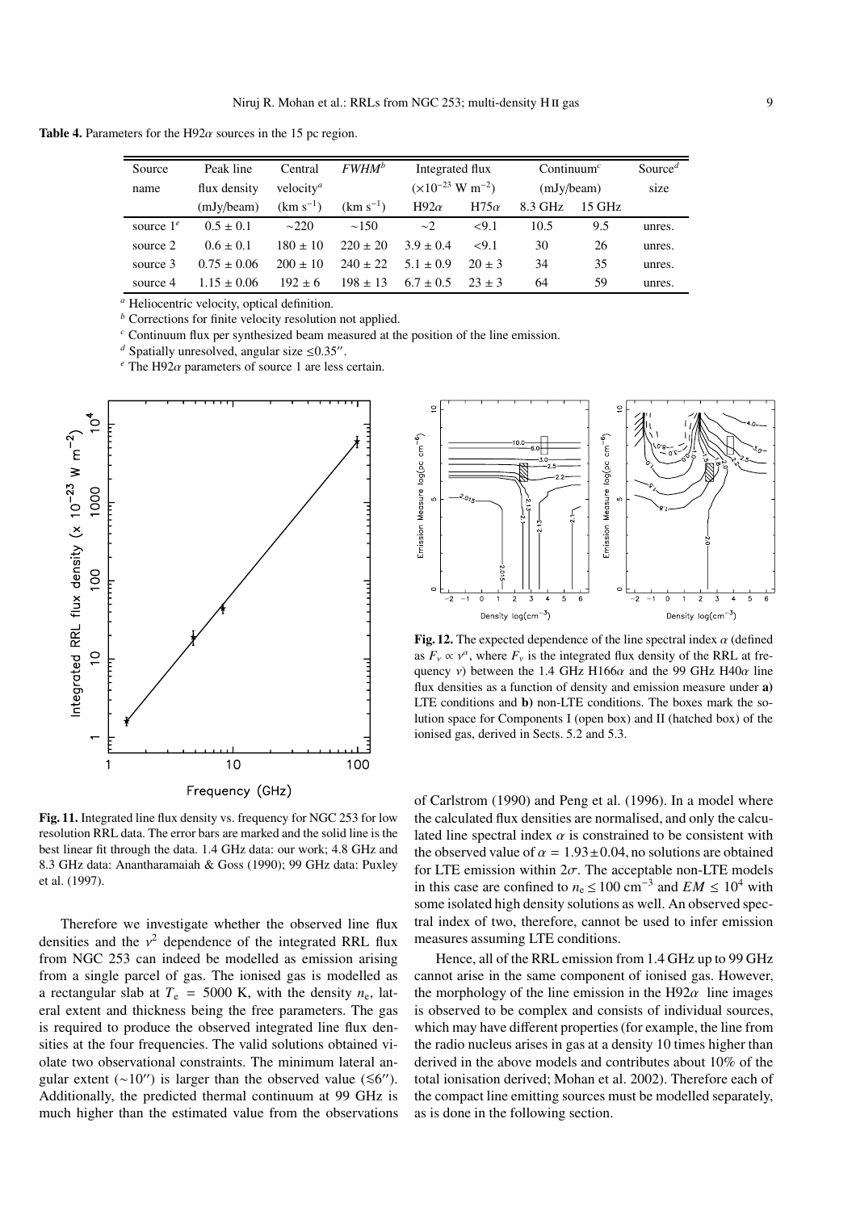**Table 4.** Parameters for the H92$\alpha$ sources in the 15 pc region.

| Source name | Peak line flux density (mJy/beam) | Central velocity[a] (km s$^{-1}$) | *FWHM*[b] (km s$^{-1}$) | Integrated flux ($\times 10^{-23}$ W m$^{-2}$) H92$\alpha$ | H75$\alpha$ | Continuum[c] (mJy/beam) 8.3 GHz | 15 GHz | Source[d] size |
|---|---|---|---|---|---|---|---|---|
| source 1[e] | 0.5 ± 0.1 | ∼220 | ∼150 | ∼2 | <9.1 | 10.5 | 9.5 | unres. |
| source 2 | 0.6 ± 0.1 | 180 ± 10 | 220 ± 20 | 3.9 ± 0.4 | <9.1 | 30 | 26 | unres. |
| source 3 | 0.75 ± 0.06 | 200 ± 10 | 240 ± 22 | 5.1 ± 0.9 | 20 ± 3 | 34 | 35 | unres. |
| source 4 | 1.15 ± 0.06 | 192 ± 6 | 198 ± 13 | 6.7 ± 0.5 | 23 ± 3 | 64 | 59 | unres. |

[a] Heliocentric velocity, optical definition.
[b] Corrections for finite velocity resolution not applied.
[c] Continuum flux per synthesized beam measured at the position of the line emission.
[d] Spatially unresolved, angular size ≤0.35″.
[e] The H92$\alpha$ parameters of source 1 are less certain.

**Fig. 11.** Integrated line flux density vs. frequency for NGC 253 for low resolution RRL data. The error bars are marked and the solid line is the best linear fit through the data. 1.4 GHz data: our work; 4.8 GHz and 8.3 GHz data: Anantharamaiah & Goss (1990); 99 GHz data: Puxley et al. (1997).

**Fig. 12.** The expected dependence of the line spectral index $\alpha$ (defined as $F_\nu \propto \nu^\alpha$, where $F_\nu$ is the integrated flux density of the RRL at frequency $\nu$) between the 1.4 GHz H166$\alpha$ and the 99 GHz H40$\alpha$ line flux densities as a function of density and emission measure under **a)** LTE conditions and **b)** non-LTE conditions. The boxes mark the solution space for Components I (open box) and II (hatched box) of the ionised gas, derived in Sects. 5.2 and 5.3.

Therefore we investigate whether the observed line flux densities and the $\nu^2$ dependence of the integrated RRL flux from NGC 253 can indeed be modelled as emission arising from a single parcel of gas. The ionised gas is modelled as a rectangular slab at $T_e$ = 5000 K, with the density $n_e$, lateral extent and thickness being the free parameters. The gas is required to produce the observed integrated line flux densities at the four frequencies. The valid solutions obtained violate two observational constraints. The minimum lateral angular extent (∼10″) is larger than the observed value (≲6″). Additionally, the predicted thermal continuum at 99 GHz is much higher than the estimated value from the observations of Carlstrom (1990) and Peng et al. (1996). In a model where the calculated flux densities are normalised, and only the calculated line spectral index $\alpha$ is constrained to be consistent with the observed value of $\alpha = 1.93 \pm 0.04$, no solutions are obtained for LTE emission within 2$\sigma$. The acceptable non-LTE models in this case are confined to $n_e \leq 100$ cm$^{-3}$ and $EM \leq 10^4$ with some isolated high density solutions as well. An observed spectral index of two, therefore, cannot be used to infer emission measures assuming LTE conditions.

Hence, all of the RRL emission from 1.4 GHz up to 99 GHz cannot arise in the same component of ionised gas. However, the morphology of the line emission in the H92$\alpha$ line images is observed to be complex and consists of individual sources, which may have different properties (for example, the line from the radio nucleus arises in gas at a density 10 times higher than derived in the above models and contributes about 10% of the total ionisation derived; Mohan et al. 2002). Therefore each of the compact line emitting sources must be modelled separately, as is done in the following section.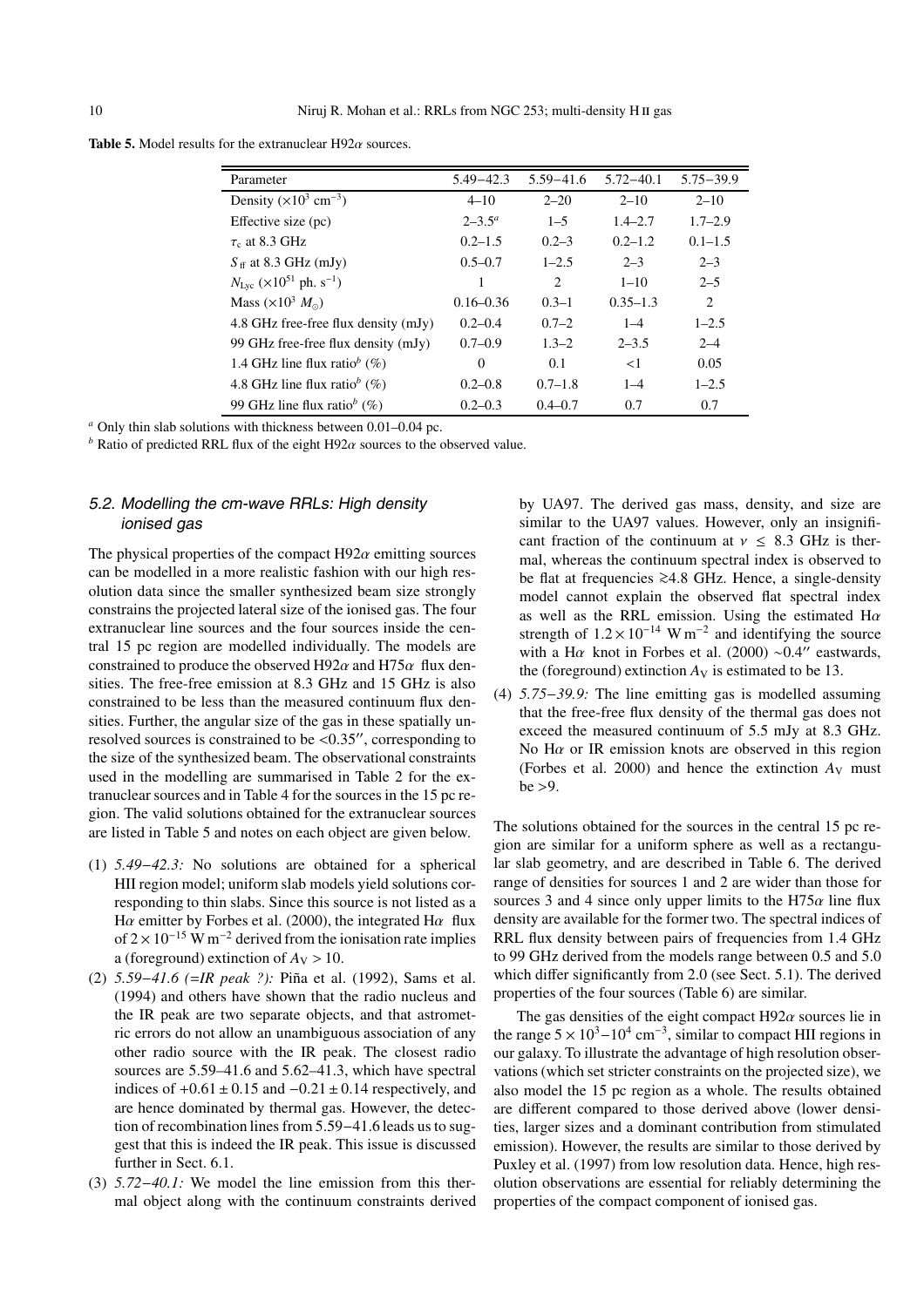**Table 5.** Model results for the extranuclear H92$\alpha$ sources.

| Parameter | 5.49−42.3 | 5.59−41.6 | 5.72−40.1 | 5.75−39.9 |
|---|---|---|---|---|
| Density ($\times 10^3$ cm$^{-3}$) | 4–10 | 2–20 | 2–10 | 2–10 |
| Effective size (pc) | 2–3.5[a] | 1–5 | 1.4–2.7 | 1.7–2.9 |
| $\tau_c$ at 8.3 GHz | 0.2–1.5 | 0.2–3 | 0.2–1.2 | 0.1–1.5 |
| $S_{ff}$ at 8.3 GHz (mJy) | 0.5–0.7 | 1–2.5 | 2–3 | 2–3 |
| $N_{Lyc}$ ($\times 10^{51}$ ph. s$^{-1}$) | 1 | 2 | 1–10 | 2–5 |
| Mass ($\times 10^3$ $M_\odot$) | 0.16–0.36 | 0.3–1 | 0.35–1.3 | 2 |
| 4.8 GHz free-free flux density (mJy) | 0.2–0.4 | 0.7–2 | 1–4 | 1–2.5 |
| 99 GHz free-free flux density (mJy) | 0.7–0.9 | 1.3–2 | 2–3.5 | 2–4 |
| 1.4 GHz line flux ratio[b] (%) | 0 | 0.1 | <1 | 0.05 |
| 4.8 GHz line flux ratio[b] (%) | 0.2–0.8 | 0.7–1.8 | 1–4 | 1–2.5 |
| 99 GHz line flux ratio[b] (%) | 0.2–0.3 | 0.4–0.7 | 0.7 | 0.7 |

[a] Only thin slab solutions with thickness between 0.01–0.04 pc.
[b] Ratio of predicted RRL flux of the eight H92$\alpha$ sources to the observed value.

### 5.2. Modelling the cm-wave RRLs: High density ionised gas

The physical properties of the compact H92$\alpha$ emitting sources can be modelled in a more realistic fashion with our high resolution data since the smaller synthesized beam size strongly constrains the projected lateral size of the ionised gas. The four extranuclear line sources and the four sources inside the central 15 pc region are modelled individually. The models are constrained to produce the observed H92$\alpha$ and H75$\alpha$ flux densities. The free-free emission at 8.3 GHz and 15 GHz is also constrained to be less than the measured continuum flux densities. Further, the angular size of the gas in these spatially unresolved sources is constrained to be <0.35″, corresponding to the size of the synthesized beam. The observational constraints used in the modelling are summarised in Table 2 for the extranuclear sources and in Table 4 for the sources in the 15 pc region. The valid solutions obtained for the extranuclear sources are listed in Table 5 and notes on each object are given below.

(1) *5.49−42.3:* No solutions are obtained for a spherical HII region model; uniform slab models yield solutions corresponding to thin slabs. Since this source is not listed as a H$\alpha$ emitter by Forbes et al. (2000), the integrated H$\alpha$ flux of $2\times10^{-15}$ W m$^{-2}$ derived from the ionisation rate implies a (foreground) extinction of $A_V > 10$.

(2) *5.59−41.6 (=IR peak ?):* Piña et al. (1992), Sams et al. (1994) and others have shown that the radio nucleus and the IR peak are two separate objects, and that astrometric errors do not allow an unambiguous association of any other radio source with the IR peak. The closest radio sources are 5.59–41.6 and 5.62–41.3, which have spectral indices of $+0.61\pm0.15$ and $-0.21\pm0.14$ respectively, and are hence dominated by thermal gas. However, the detection of recombination lines from 5.59−41.6 leads us to suggest that this is indeed the IR peak. This issue is discussed further in Sect. 6.1.

(3) *5.72−40.1:* We model the line emission from this thermal object along with the continuum constraints derived by UA97. The derived gas mass, density, and size are similar to the UA97 values. However, only an insignificant fraction of the continuum at $\nu \leq 8.3$ GHz is thermal, whereas the continuum spectral index is observed to be flat at frequencies ≳4.8 GHz. Hence, a single-density model cannot explain the observed flat spectral index as well as the RRL emission. Using the estimated H$\alpha$ strength of $1.2\times10^{-14}$ W m$^{-2}$ and identifying the source with a H$\alpha$ knot in Forbes et al. (2000) ∼0.4″ eastwards, the (foreground) extinction $A_V$ is estimated to be 13.

(4) *5.75−39.9:* The line emitting gas is modelled assuming that the free-free flux density of the thermal gas does not exceed the measured continuum of 5.5 mJy at 8.3 GHz. No H$\alpha$ or IR emission knots are observed in this region (Forbes et al. 2000) and hence the extinction $A_V$ must be >9.

The solutions obtained for the sources in the central 15 pc region are similar for a uniform sphere as well as a rectangular slab geometry, and are described in Table 6. The derived range of densities for sources 1 and 2 are wider than those for sources 3 and 4 since only upper limits to the H75$\alpha$ line flux density are available for the former two. The spectral indices of RRL flux density between pairs of frequencies from 1.4 GHz to 99 GHz derived from the models range between 0.5 and 5.0 which differ significantly from 2.0 (see Sect. 5.1). The derived properties of the four sources (Table 6) are similar.

The gas densities of the eight compact H92$\alpha$ sources lie in the range $5\times10^3$–$10^4$ cm$^{-3}$, similar to compact HII regions in our galaxy. To illustrate the advantage of high resolution observations (which set stricter constraints on the projected size), we also model the 15 pc region as a whole. The results obtained are different compared to those derived above (lower densities, larger sizes and a dominant contribution from stimulated emission). However, the results are similar to those derived by Puxley et al. (1997) from low resolution data. Hence, high resolution observations are essential for reliably determining the properties of the compact component of ionised gas.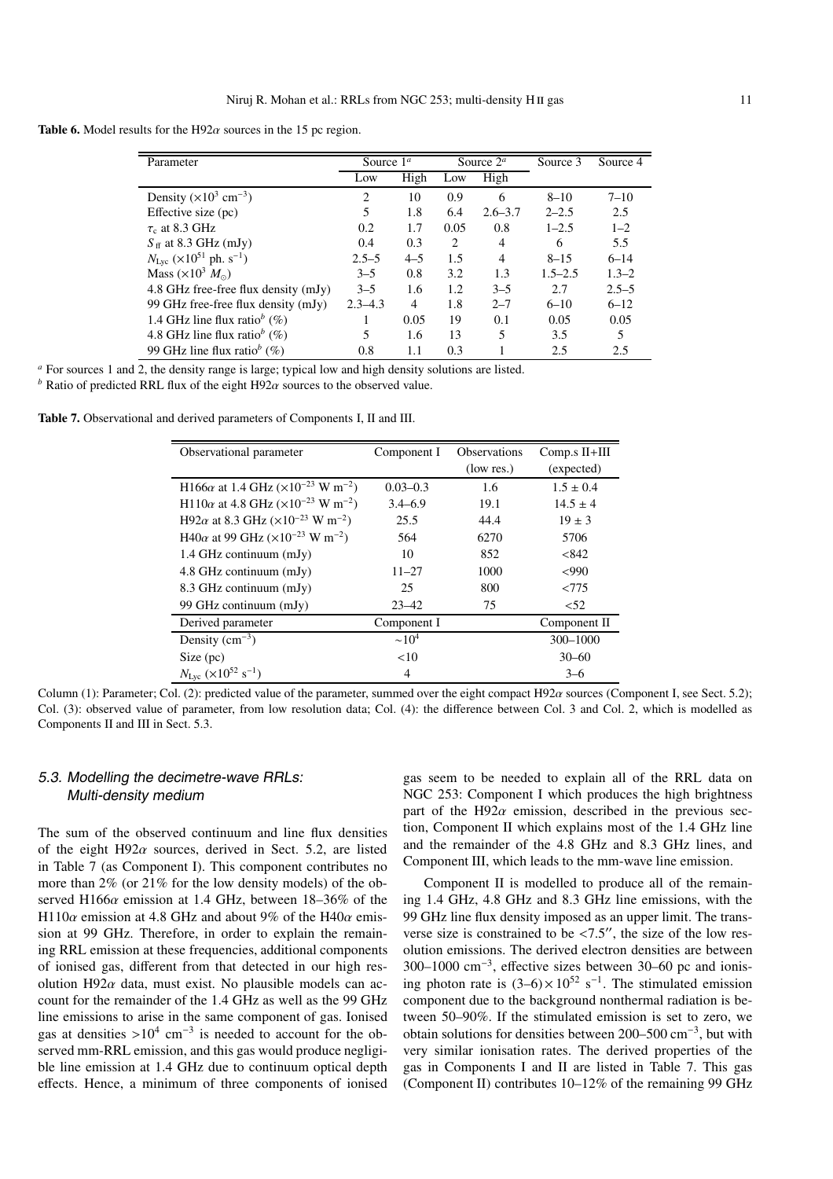**Table 6.** Model results for the H92$\alpha$ sources in the 15 pc region.

| Parameter | Source 1[a] | | Source 2[a] | | Source 3 | Source 4 |
|---|---|---|---|---|---|---|
| | Low | High | Low | High | | |
| Density ($\times 10^3$ cm$^{-3}$) | 2 | 10 | 0.9 | 6 | 8–10 | 7–10 |
| Effective size (pc) | 5 | 1.8 | 6.4 | 2.6–3.7 | 2–2.5 | 2.5 |
| $\tau_c$ at 8.3 GHz | 0.2 | 1.7 | 0.05 | 0.8 | 1–2.5 | 1–2 |
| $S_{ff}$ at 8.3 GHz (mJy) | 0.4 | 0.3 | 2 | 4 | 6 | 5.5 |
| $N_{Lyc}$ ($\times 10^{51}$ ph. s$^{-1}$) | 2.5–5 | 4–5 | 1.5 | 4 | 8–15 | 6–14 |
| Mass ($\times 10^3$ $M_\odot$) | 3–5 | 0.8 | 3.2 | 1.3 | 1.5–2.5 | 1.3–2 |
| 4.8 GHz free-free flux density (mJy) | 3–5 | 1.6 | 1.2 | 3–5 | 2.7 | 2.5–5 |
| 99 GHz free-free flux density (mJy) | 2.3–4.3 | 4 | 1.8 | 2–7 | 6–10 | 6–12 |
| 1.4 GHz line flux ratio[b] (%) | 1 | 0.05 | 19 | 0.1 | 0.05 | 0.05 |
| 4.8 GHz line flux ratio[b] (%) | 5 | 1.6 | 13 | 5 | 3.5 | 5 |
| 99 GHz line flux ratio[b] (%) | 0.8 | 1.1 | 0.3 | 1 | 2.5 | 2.5 |

[a] For sources 1 and 2, the density range is large; typical low and high density solutions are listed.
[b] Ratio of predicted RRL flux of the eight H92$\alpha$ sources to the observed value.

**Table 7.** Observational and derived parameters of Components I, II and III.

| Observational parameter | Component I | Observations (low res.) | Comp.s II+III (expected) |
|---|---|---|---|
| H166$\alpha$ at 1.4 GHz ($\times 10^{-23}$ W m$^{-2}$) | 0.03–0.3 | 1.6 | 1.5 ± 0.4 |
| H110$\alpha$ at 4.8 GHz ($\times 10^{-23}$ W m$^{-2}$) | 3.4–6.9 | 19.1 | 14.5 ± 4 |
| H92$\alpha$ at 8.3 GHz ($\times 10^{-23}$ W m$^{-2}$) | 25.5 | 44.4 | 19 ± 3 |
| H40$\alpha$ at 99 GHz ($\times 10^{-23}$ W m$^{-2}$) | 564 | 6270 | 5706 |
| 1.4 GHz continuum (mJy) | 10 | 852 | <842 |
| 4.8 GHz continuum (mJy) | 11–27 | 1000 | <990 |
| 8.3 GHz continuum (mJy) | 25 | 800 | <775 |
| 99 GHz continuum (mJy) | 23–42 | 75 | <52 |
| **Derived parameter** | **Component I** | | **Component II** |
| Density (cm$^{-3}$) | $\sim 10^4$ | | 300–1000 |
| Size (pc) | <10 | | 30–60 |
| $N_{Lyc}$ ($\times 10^{52}$ s$^{-1}$) | 4 | | 3–6 |

Column (1): Parameter; Col. (2): predicted value of the parameter, summed over the eight compact H92$\alpha$ sources (Component I, see Sect. 5.2); Col. (3): observed value of parameter, from low resolution data; Col. (4): the difference between Col. 3 and Col. 2, which is modelled as Components II and III in Sect. 5.3.

### 5.3. Modelling the decimetre-wave RRLs: Multi-density medium

The sum of the observed continuum and line flux densities of the eight H92$\alpha$ sources, derived in Sect. 5.2, are listed in Table 7 (as Component I). This component contributes no more than 2% (or 21% for the low density models) of the observed H166$\alpha$ emission at 1.4 GHz, between 18–36% of the H110$\alpha$ emission at 4.8 GHz and about 9% of the H40$\alpha$ emission at 99 GHz. Therefore, in order to explain the remaining RRL emission at these frequencies, additional components of ionised gas, different from that detected in our high resolution H92$\alpha$ data, must exist. No plausible models can account for the remainder of the 1.4 GHz as well as the 99 GHz line emissions to arise in the same component of gas. Ionised gas at densities $>10^4$ cm$^{-3}$ is needed to account for the observed mm-RRL emission, and this gas would produce negligible line emission at 1.4 GHz due to continuum optical depth effects. Hence, a minimum of three components of ionised gas seem to be needed to explain all of the RRL data on NGC 253: Component I which produces the high brightness part of the H92$\alpha$ emission, described in the previous section, Component II which explains most of the 1.4 GHz line and the remainder of the 4.8 GHz and 8.3 GHz lines, and Component III, which leads to the mm-wave line emission.

Component II is modelled to produce all of the remaining 1.4 GHz, 4.8 GHz and 8.3 GHz line emissions, with the 99 GHz line flux density imposed as an upper limit. The transverse size is constrained to be <7.5″, the size of the low resolution emissions. The derived electron densities are between 300–1000 cm$^{-3}$, effective sizes between 30–60 pc and ionising photon rate is $(3–6)\times 10^{52}$ s$^{-1}$. The stimulated emission component due to the background nonthermal radiation is between 50–90%. If the stimulated emission is set to zero, we obtain solutions for densities between 200–500 cm$^{-3}$, but with very similar ionisation rates. The derived properties of the gas in Components I and II are listed in Table 7. This gas (Component II) contributes 10–12% of the remaining 99 GHz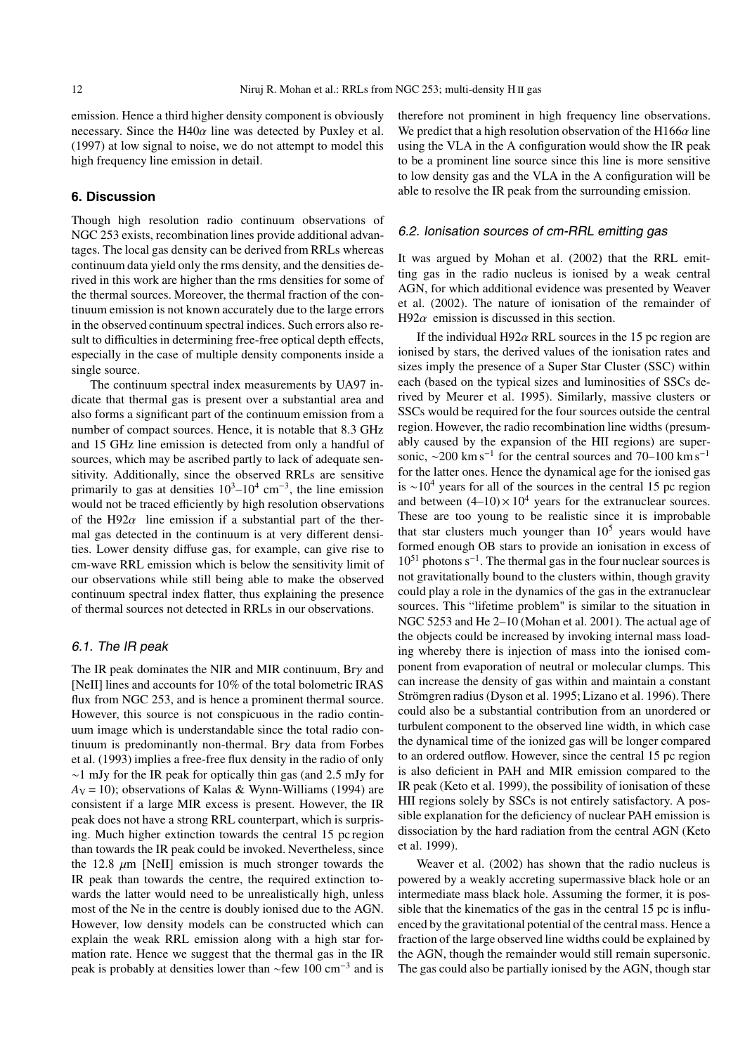emission. Hence a third higher density component is obviously necessary. Since the H40$\alpha$ line was detected by Puxley et al. (1997) at low signal to noise, we do not attempt to model this high frequency line emission in detail.

## 6. Discussion

Though high resolution radio continuum observations of NGC 253 exists, recombination lines provide additional advantages. The local gas density can be derived from RRLs whereas continuum data yield only the rms density, and the densities derived in this work are higher than the rms densities for some of the thermal sources. Moreover, the thermal fraction of the continuum emission is not known accurately due to the large errors in the observed continuum spectral indices. Such errors also result to difficulties in determining free-free optical depth effects, especially in the case of multiple density components inside a single source.

The continuum spectral index measurements by UA97 indicate that thermal gas is present over a substantial area and also forms a significant part of the continuum emission from a number of compact sources. Hence, it is notable that 8.3 GHz and 15 GHz line emission is detected from only a handful of sources, which may be ascribed partly to lack of adequate sensitivity. Additionally, since the observed RRLs are sensitive primarily to gas at densities $10^3$–$10^4$ cm$^{-3}$, the line emission would not be traced efficiently by high resolution observations of the H92$\alpha$ line emission if a substantial part of the thermal gas detected in the continuum is at very different densities. Lower density diffuse gas, for example, can give rise to cm-wave RRL emission which is below the sensitivity limit of our observations while still being able to make the observed continuum spectral index flatter, thus explaining the presence of thermal sources not detected in RRLs in our observations.

### 6.1. The IR peak

The IR peak dominates the NIR and MIR continuum, Br$\gamma$ and [NeII] lines and accounts for 10% of the total bolometric IRAS flux from NGC 253, and is hence a prominent thermal source. However, this source is not conspicuous in the radio continuum image which is understandable since the total radio continuum is predominantly non-thermal. Br$\gamma$ data from Forbes et al. (1993) implies a free-free flux density in the radio of only ~1 mJy for the IR peak for optically thin gas (and 2.5 mJy for $A_V = 10$); observations of Kalas & Wynn-Williams (1994) are consistent if a large MIR excess is present. However, the IR peak does not have a strong RRL counterpart, which is surprising. Much higher extinction towards the central 15 pc region than towards the IR peak could be invoked. Nevertheless, since the 12.8 $\mu$m [NeII] emission is much stronger towards the IR peak than towards the centre, the required extinction towards the latter would need to be unrealistically high, unless most of the Ne in the centre is doubly ionised due to the AGN. However, low density models can be constructed which can explain the weak RRL emission along with a high star formation rate. Hence we suggest that the thermal gas in the IR peak is probably at densities lower than ~few 100 cm$^{-3}$ and is therefore not prominent in high frequency line observations. We predict that a high resolution observation of the H166$\alpha$ line using the VLA in the A configuration would show the IR peak to be a prominent line source since this line is more sensitive to low density gas and the VLA in the A configuration will be able to resolve the IR peak from the surrounding emission.

### 6.2. Ionisation sources of cm-RRL emitting gas

It was argued by Mohan et al. (2002) that the RRL emitting gas in the radio nucleus is ionised by a weak central AGN, for which additional evidence was presented by Weaver et al. (2002). The nature of ionisation of the remainder of H92$\alpha$ emission is discussed in this section.

If the individual H92$\alpha$ RRL sources in the 15 pc region are ionised by stars, the derived values of the ionisation rates and sizes imply the presence of a Super Star Cluster (SSC) within each (based on the typical sizes and luminosities of SSCs derived by Meurer et al. 1995). Similarly, massive clusters or SSCs would be required for the four sources outside the central region. However, the radio recombination line widths (presumably caused by the expansion of the HII regions) are supersonic, ~200 km s$^{-1}$ for the central sources and 70–100 km s$^{-1}$ for the latter ones. Hence the dynamical age for the ionised gas is ~$10^4$ years for all of the sources in the central 15 pc region and between $(4–10) \times 10^4$ years for the extranuclear sources. These are too young to be realistic since it is improbable that star clusters much younger than $10^5$ years would have formed enough OB stars to provide an ionisation in excess of $10^{51}$ photons s$^{-1}$. The thermal gas in the four nuclear sources is not gravitationally bound to the clusters within, though gravity could play a role in the dynamics of the gas in the extranuclear sources. This "lifetime problem" is similar to the situation in NGC 5253 and He 2–10 (Mohan et al. 2001). The actual age of the objects could be increased by invoking internal mass loading whereby there is injection of mass into the ionised component from evaporation of neutral or molecular clumps. This can increase the density of gas within and maintain a constant Strömgren radius (Dyson et al. 1995; Lizano et al. 1996). There could also be a substantial contribution from an unordered or turbulent component to the observed line width, in which case the dynamical time of the ionized gas will be longer compared to an ordered outflow. However, since the central 15 pc region is also deficient in PAH and MIR emission compared to the IR peak (Keto et al. 1999), the possibility of ionisation of these HII regions solely by SSCs is not entirely satisfactory. A possible explanation for the deficiency of nuclear PAH emission is dissociation by the hard radiation from the central AGN (Keto et al. 1999).

Weaver et al. (2002) has shown that the radio nucleus is powered by a weakly accreting supermassive black hole or an intermediate mass black hole. Assuming the former, it is possible that the kinematics of the gas in the central 15 pc is influenced by the gravitational potential of the central mass. Hence a fraction of the large observed line widths could be explained by the AGN, though the remainder would still remain supersonic. The gas could also be partially ionised by the AGN, though star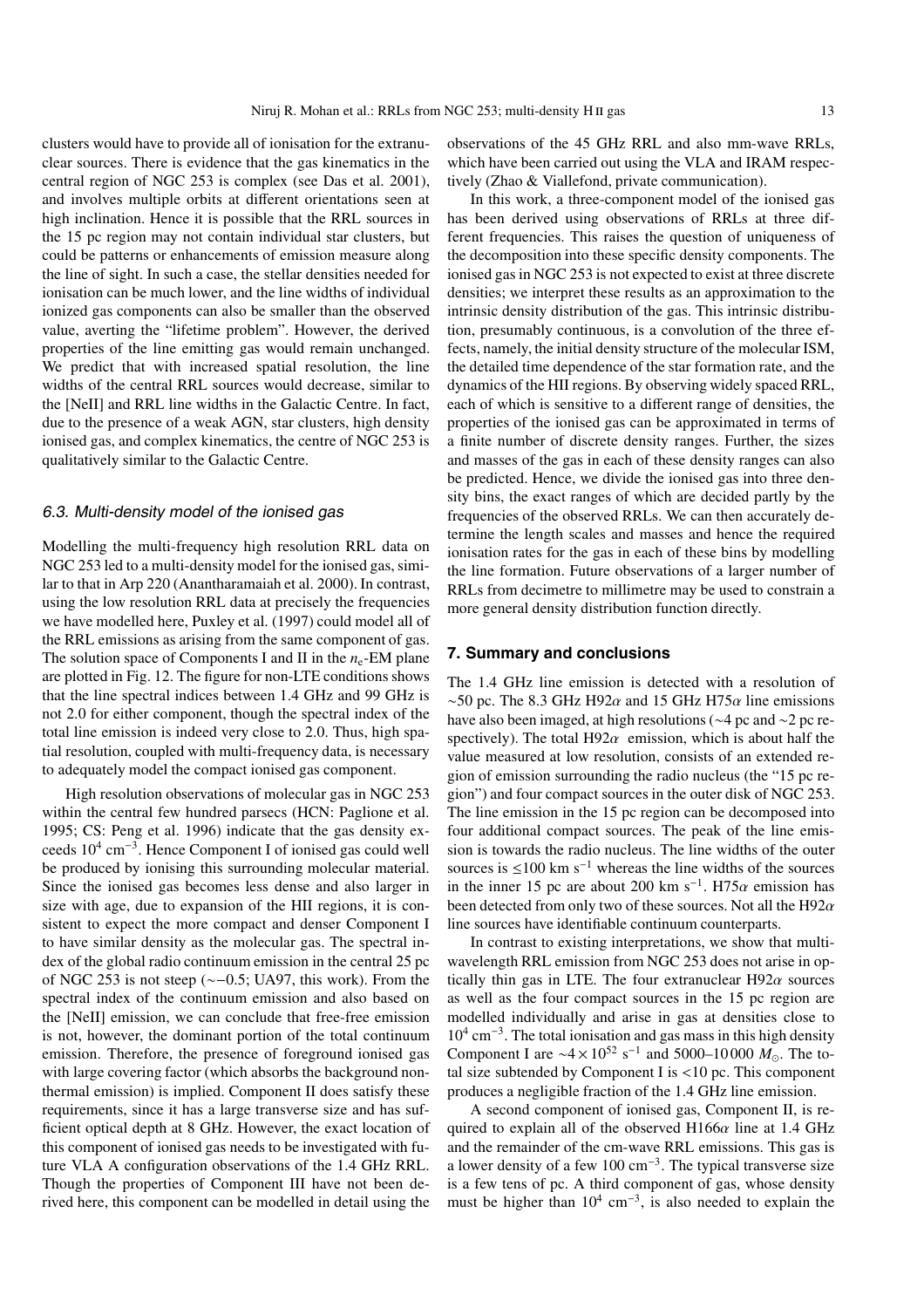clusters would have to provide all of ionisation for the extranuclear sources. There is evidence that the gas kinematics in the central region of NGC 253 is complex (see Das et al. 2001), and involves multiple orbits at different orientations seen at high inclination. Hence it is possible that the RRL sources in the 15 pc region may not contain individual star clusters, but could be patterns or enhancements of emission measure along the line of sight. In such a case, the stellar densities needed for ionisation can be much lower, and the line widths of individual ionized gas components can also be smaller than the observed value, averting the "lifetime problem". However, the derived properties of the line emitting gas would remain unchanged. We predict that with increased spatial resolution, the line widths of the central RRL sources would decrease, similar to the [NeII] and RRL line widths in the Galactic Centre. In fact, due to the presence of a weak AGN, star clusters, high density ionised gas, and complex kinematics, the centre of NGC 253 is qualitatively similar to the Galactic Centre.

### 6.3. Multi-density model of the ionised gas

Modelling the multi-frequency high resolution RRL data on NGC 253 led to a multi-density model for the ionised gas, similar to that in Arp 220 (Anantharamaiah et al. 2000). In contrast, using the low resolution RRL data at precisely the frequencies we have modelled here, Puxley et al. (1997) could model all of the RRL emissions as arising from the same component of gas. The solution space of Components I and II in the $n_e$-EM plane are plotted in Fig. 12. The figure for non-LTE conditions shows that the line spectral indices between 1.4 GHz and 99 GHz is not 2.0 for either component, though the spectral index of the total line emission is indeed very close to 2.0. Thus, high spatial resolution, coupled with multi-frequency data, is necessary to adequately model the compact ionised gas component.

High resolution observations of molecular gas in NGC 253 within the central few hundred parsecs (HCN: Paglione et al. 1995; CS: Peng et al. 1996) indicate that the gas density exceeds $10^4$ cm$^{-3}$. Hence Component I of ionised gas could well be produced by ionising this surrounding molecular material. Since the ionised gas becomes less dense and also larger in size with age, due to expansion of the HII regions, it is consistent to expect the more compact and denser Component I to have similar density as the molecular gas. The spectral index of the global radio continuum emission in the central 25 pc of NGC 253 is not steep ($\sim -0.5$; UA97, this work). From the spectral index of the continuum emission and also based on the [NeII] emission, we can conclude that free-free emission is not, however, the dominant portion of the total continuum emission. Therefore, the presence of foreground ionised gas with large covering factor (which absorbs the background nonthermal emission) is implied. Component II does satisfy these requirements, since it has a large transverse size and has sufficient optical depth at 8 GHz. However, the exact location of this component of ionised gas needs to be investigated with future VLA A configuration observations of the 1.4 GHz RRL. Though the properties of Component III have not been derived here, this component can be modelled in detail using the observations of the 45 GHz RRL and also mm-wave RRLs, which have been carried out using the VLA and IRAM respectively (Zhao & Viallefond, private communication).

In this work, a three-component model of the ionised gas has been derived using observations of RRLs at three different frequencies. This raises the question of uniqueness of the decomposition into these specific density components. The ionised gas in NGC 253 is not expected to exist at three discrete densities; we interpret these results as an approximation to the intrinsic density distribution of the gas. This intrinsic distribution, presumably continuous, is a convolution of the three effects, namely, the initial density structure of the molecular ISM, the detailed time dependence of the star formation rate, and the dynamics of the HII regions. By observing widely spaced RRL, each of which is sensitive to a different range of densities, the properties of the ionised gas can be approximated in terms of a finite number of discrete density ranges. Further, the sizes and masses of the gas in each of these density ranges can also be predicted. Hence, we divide the ionised gas into three density bins, the exact ranges of which are decided partly by the frequencies of the observed RRLs. We can then accurately determine the length scales and masses and hence the required ionisation rates for the gas in each of these bins by modelling the line formation. Future observations of a larger number of RRLs from decimetre to millimetre may be used to constrain a more general density distribution function directly.

## 7. Summary and conclusions

The 1.4 GHz line emission is detected with a resolution of $\sim$50 pc. The 8.3 GHz H92$\alpha$ and 15 GHz H75$\alpha$ line emissions have also been imaged, at high resolutions ($\sim$4 pc and $\sim$2 pc respectively). The total H92$\alpha$ emission, which is about half the value measured at low resolution, consists of an extended region of emission surrounding the radio nucleus (the "15 pc region") and four compact sources in the outer disk of NGC 253. The line emission in the 15 pc region can be decomposed into four additional compact sources. The peak of the line emission is towards the radio nucleus. The line widths of the outer sources is $\leq$100 km s$^{-1}$ whereas the line widths of the sources in the inner 15 pc are about 200 km s$^{-1}$. H75$\alpha$ emission has been detected from only two of these sources. Not all the H92$\alpha$ line sources have identifiable continuum counterparts.

In contrast to existing interpretations, we show that multiwavelength RRL emission from NGC 253 does not arise in optically thin gas in LTE. The four extranuclear H92$\alpha$ sources as well as the four compact sources in the 15 pc region are modelled individually and arise in gas at densities close to $10^4$ cm$^{-3}$. The total ionisation and gas mass in this high density Component I are $\sim 4 \times 10^{52}$ s$^{-1}$ and 5000–10 000 $M_{\odot}$. The total size subtended by Component I is <10 pc. This component produces a negligible fraction of the 1.4 GHz line emission.

A second component of ionised gas, Component II, is required to explain all of the observed H166$\alpha$ line at 1.4 GHz and the remainder of the cm-wave RRL emissions. This gas is a lower density of a few 100 cm$^{-3}$. The typical transverse size is a few tens of pc. A third component of gas, whose density must be higher than $10^4$ cm$^{-3}$, is also needed to explain the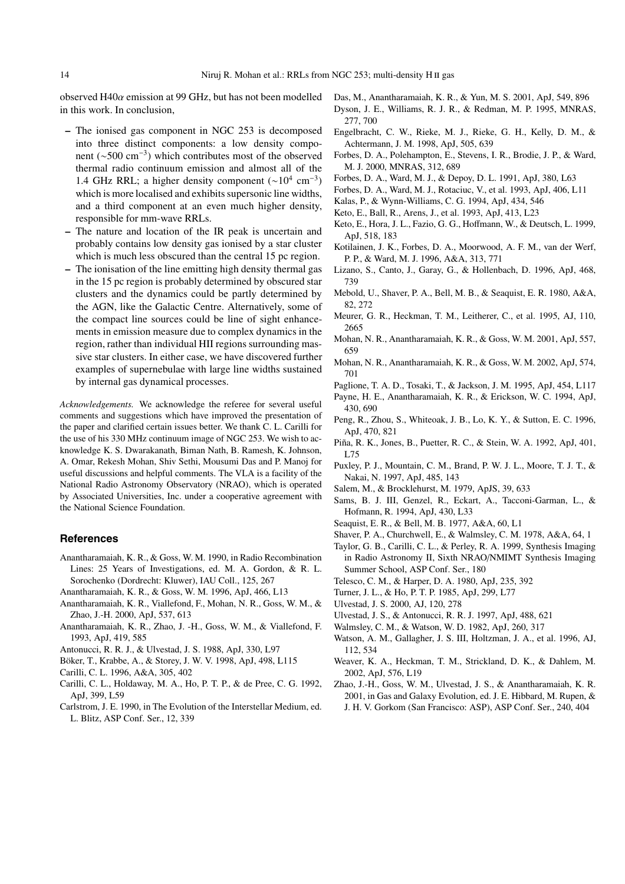observed H40$\alpha$ emission at 99 GHz, but has not been modelled in this work. In conclusion,

- The ionised gas component in NGC 253 is decomposed into three distinct components: a low density component ($\sim$500 cm$^{-3}$) which contributes most of the observed thermal radio continuum emission and almost all of the 1.4 GHz RRL; a higher density component ($\sim$10$^4$ cm$^{-3}$) which is more localised and exhibits supersonic line widths, and a third component at an even much higher density, responsible for mm-wave RRLs.
- The nature and location of the IR peak is uncertain and probably contains low density gas ionised by a star cluster which is much less obscured than the central 15 pc region.
- The ionisation of the line emitting high density thermal gas in the 15 pc region is probably determined by obscured star clusters and the dynamics could be partly determined by the AGN, like the Galactic Centre. Alternatively, some of the compact line sources could be line of sight enhancements in emission measure due to complex dynamics in the region, rather than individual HII regions surrounding massive star clusters. In either case, we have discovered further examples of supernebulae with large line widths sustained by internal gas dynamical processes.

*Acknowledgements.* We acknowledge the referee for several useful comments and suggestions which have improved the presentation of the paper and clarified certain issues better. We thank C. L. Carilli for the use of his 330 MHz continuum image of NGC 253. We wish to acknowledge K. S. Dwarakanath, Biman Nath, B. Ramesh, K. Johnson, A. Omar, Rekesh Mohan, Shiv Sethi, Mousumi Das and P. Manoj for useful discussions and helpful comments. The VLA is a facility of the National Radio Astronomy Observatory (NRAO), which is operated by Associated Universities, Inc. under a cooperative agreement with the National Science Foundation.

## References

Anantharamaiah, K. R., & Goss, W. M. 1990, in Radio Recombination Lines: 25 Years of Investigations, ed. M. A. Gordon, & R. L. Sorochenko (Dordrecht: Kluwer), IAU Coll., 125, 267

Anantharamaiah, K. R., & Goss, W. M. 1996, ApJ, 466, L13

Anantharamaiah, K. R., Viallefond, F., Mohan, N. R., Goss, W. M., & Zhao, J.-H. 2000, ApJ, 537, 613

Anantharamaiah, K. R., Zhao, J. -H., Goss, W. M., & Viallefond, F. 1993, ApJ, 419, 585

Antonucci, R. R. J., & Ulvestad, J. S. 1988, ApJ, 330, L97

Böker, T., Krabbe, A., & Storey, J. W. V. 1998, ApJ, 498, L115

Carilli, C. L. 1996, A&A, 305, 402

Carilli, C. L., Holdaway, M. A., Ho, P. T. P., & de Pree, C. G. 1992, ApJ, 399, L59

Carlstrom, J. E. 1990, in The Evolution of the Interstellar Medium, ed. L. Blitz, ASP Conf. Ser., 12, 339

Das, M., Anantharamaiah, K. R., & Yun, M. S. 2001, ApJ, 549, 896

Dyson, J. E., Williams, R. J. R., & Redman, M. P. 1995, MNRAS, 277, 700

Engelbracht, C. W., Rieke, M. J., Rieke, G. H., Kelly, D. M., & Achtermann, J. M. 1998, ApJ, 505, 639

Forbes, D. A., Polehampton, E., Stevens, I. R., Brodie, J. P., & Ward, M. J. 2000, MNRAS, 312, 689

Forbes, D. A., Ward, M. J., & Depoy, D. L. 1991, ApJ, 380, L63

Forbes, D. A., Ward, M. J., Rotaciuc, V., et al. 1993, ApJ, 406, L11

Kalas, P., & Wynn-Williams, C. G. 1994, ApJ, 434, 546

Keto, E., Ball, R., Arens, J., et al. 1993, ApJ, 413, L23

Keto, E., Hora, J. L., Fazio, G. G., Hoffmann, W., & Deutsch, L. 1999, ApJ, 518, 183

Kotilainen, J. K., Forbes, D. A., Moorwood, A. F. M., van der Werf, P. P., & Ward, M. J. 1996, A&A, 313, 771

Lizano, S., Canto, J., Garay, G., & Hollenbach, D. 1996, ApJ, 468, 739

Mebold, U., Shaver, P. A., Bell, M. B., & Seaquist, E. R. 1980, A&A, 82, 272

Meurer, G. R., Heckman, T. M., Leitherer, C., et al. 1995, AJ, 110, 2665

Mohan, N. R., Anantharamaiah, K. R., & Goss, W. M. 2001, ApJ, 557, 659

Mohan, N. R., Anantharamaiah, K. R., & Goss, W. M. 2002, ApJ, 574, 701

Paglione, T. A. D., Tosaki, T., & Jackson, J. M. 1995, ApJ, 454, L117

Payne, H. E., Anantharamaiah, K. R., & Erickson, W. C. 1994, ApJ, 430, 690

Peng, R., Zhou, S., Whiteoak, J. B., Lo, K. Y., & Sutton, E. C. 1996, ApJ, 470, 821

Piña, R. K., Jones, B., Puetter, R. C., & Stein, W. A. 1992, ApJ, 401, L75

Puxley, P. J., Mountain, C. M., Brand, P. W. J. L., Moore, T. J. T., & Nakai, N. 1997, ApJ, 485, 143

Salem, M., & Brocklehurst, M. 1979, ApJS, 39, 633

Sams, B. J. III, Genzel, R., Eckart, A., Tacconi-Garman, L., & Hofmann, R. 1994, ApJ, 430, L33

Seaquist, E. R., & Bell, M. B. 1977, A&A, 60, L1

Shaver, P. A., Churchwell, E., & Walmsley, C. M. 1978, A&A, 64, 1

Taylor, G. B., Carilli, C. L., & Perley, R. A. 1999, Synthesis Imaging in Radio Astronomy II, Sixth NRAO/NMIMT Synthesis Imaging Summer School, ASP Conf. Ser., 180

Telesco, C. M., & Harper, D. A. 1980, ApJ, 235, 392

Turner, J. L., & Ho, P. T. P. 1985, ApJ, 299, L77

Ulvestad, J. S. 2000, AJ, 120, 278

Ulvestad, J. S., & Antonucci, R. R. J. 1997, ApJ, 488, 621

Walmsley, C. M., & Watson, W. D. 1982, ApJ, 260, 317

Watson, A. M., Gallagher, J. S. III, Holtzman, J. A., et al. 1996, AJ, 112, 534

Weaver, K. A., Heckman, T. M., Strickland, D. K., & Dahlem, M. 2002, ApJ, 576, L19

Zhao, J.-H., Goss, W. M., Ulvestad, J. S., & Anantharamaiah, K. R. 2001, in Gas and Galaxy Evolution, ed. J. E. Hibbard, M. Rupen, & J. H. V. Gorkom (San Francisco: ASP), ASP Conf. Ser., 240, 404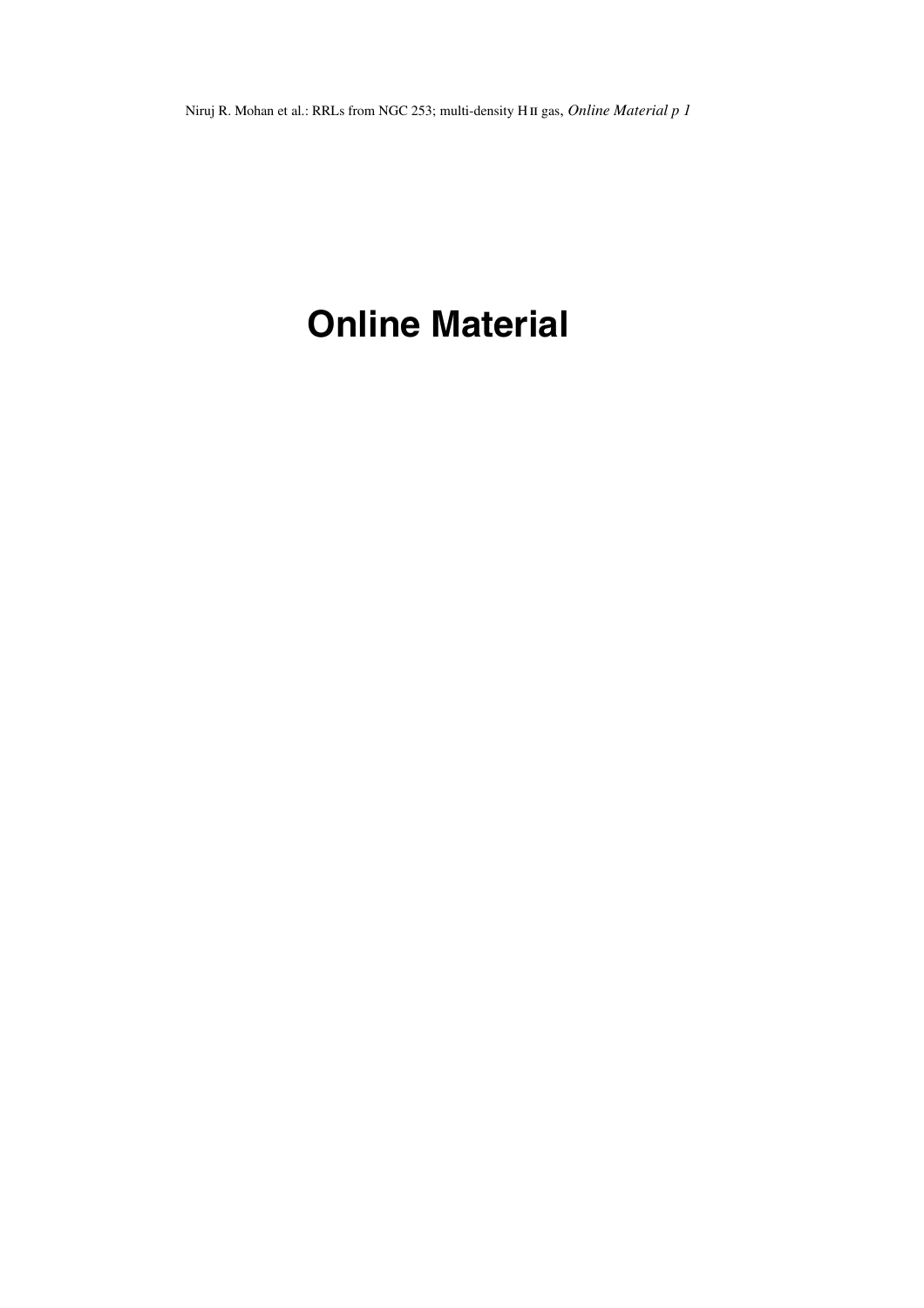# Online Material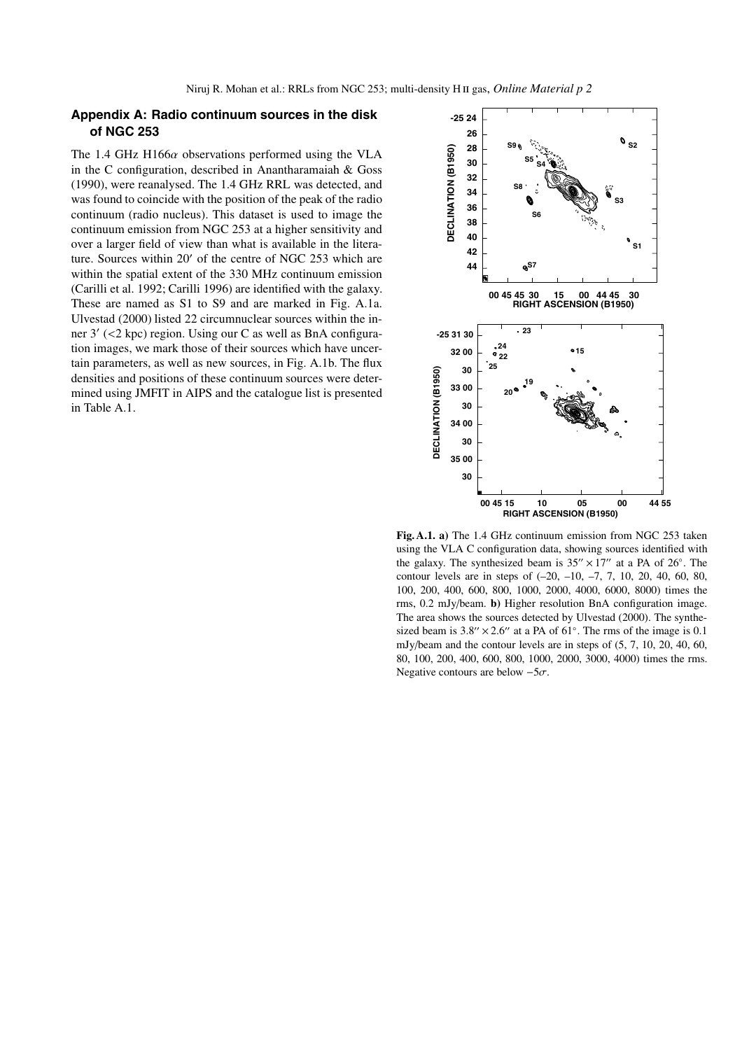## Appendix A: Radio continuum sources in the disk of NGC 253

The 1.4 GHz H166$\alpha$ observations performed using the VLA in the C configuration, described in Anantharamaiah & Goss (1990), were reanalysed. The 1.4 GHz RRL was detected, and was found to coincide with the position of the peak of the radio continuum (radio nucleus). This dataset is used to image the continuum emission from NGC 253 at a higher sensitivity and over a larger field of view than what is available in the literature. Sources within 20′ of the centre of NGC 253 which are within the spatial extent of the 330 MHz continuum emission (Carilli et al. 1992; Carilli 1996) are identified with the galaxy. These are named as S1 to S9 and are marked in Fig. A.1a. Ulvestad (2000) listed 22 circumnuclear sources within the inner 3′ (<2 kpc) region. Using our C as well as BnA configuration images, we mark those of their sources which have uncertain parameters, as well as new sources, in Fig. A.1b. The flux densities and positions of these continuum sources were determined using JMFIT in AIPS and the catalogue list is presented in Table A.1.

**Fig. A.1. a)** The 1.4 GHz continuum emission from NGC 253 taken using the VLA C configuration data, showing sources identified with the galaxy. The synthesized beam is $35'' \times 17''$ at a PA of 26°. The contour levels are in steps of (–20, –10, –7, 7, 10, 20, 40, 60, 80, 100, 200, 400, 600, 800, 1000, 2000, 4000, 6000, 8000) times the rms, 0.2 mJy/beam. **b)** Higher resolution BnA configuration image. The area shows the sources detected by Ulvestad (2000). The synthesized beam is $3.8'' \times 2.6''$ at a PA of 61°. The rms of the image is 0.1 mJy/beam and the contour levels are in steps of (5, 7, 10, 20, 40, 60, 80, 100, 200, 400, 600, 800, 1000, 2000, 3000, 4000) times the rms. Negative contours are below $-5\sigma$.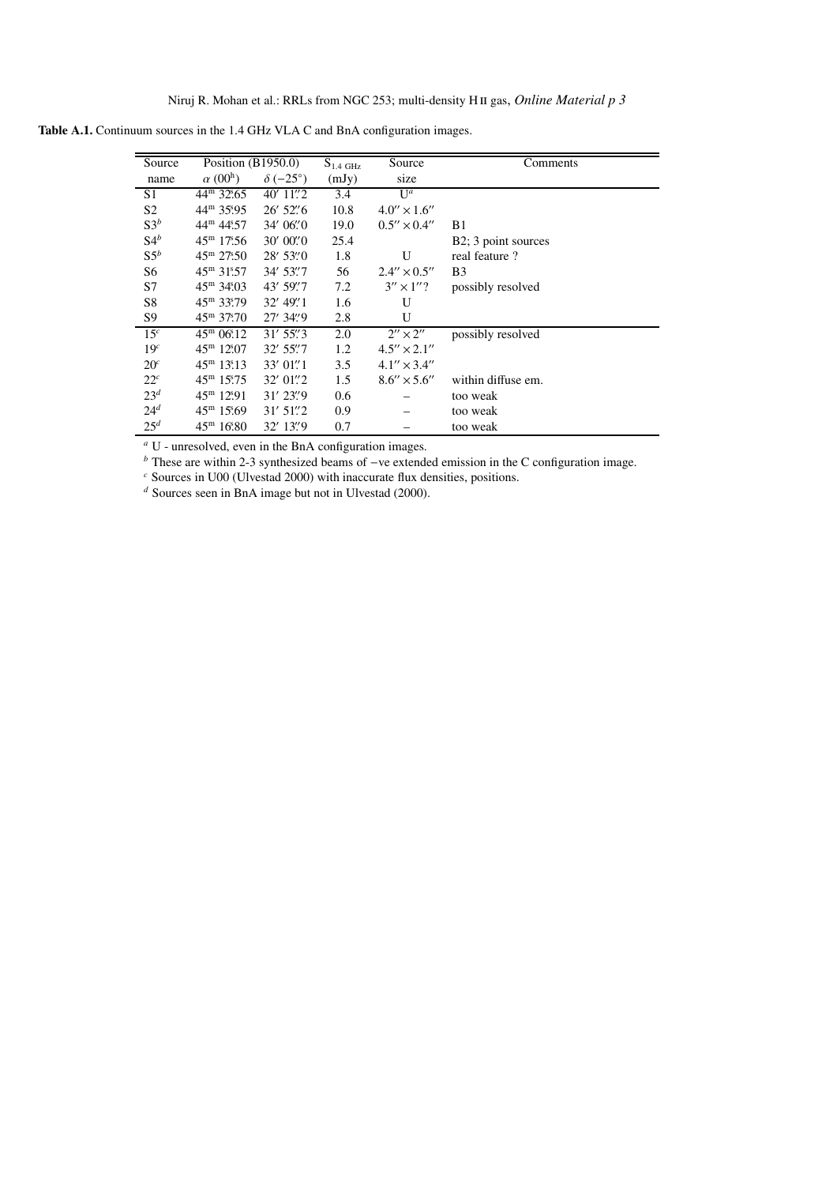**Table A.1.** Continuum sources in the 1.4 GHz VLA C and BnA configuration images.

| Source name | Position (B1950.0) $\alpha$ ($00^{\mathrm{h}}$) | $\delta$ ($-25^{\circ}$) | $S_{1.4\ \mathrm{GHz}}$ (mJy) | Source size | Comments |
|---|---|---|---|---|---|
| S1 | $44^{\mathrm{m}}\ 32\overset{\mathrm{s}}{.}65$ | $40'\ 11\overset{''}{.}2$ | 3.4 | U[a] | |
| S2 | $44^{\mathrm{m}}\ 35\overset{\mathrm{s}}{.}95$ | $26'\ 52\overset{''}{.}6$ | 10.8 | $4.0'' \times 1.6''$ | |
| S3[b] | $44^{\mathrm{m}}\ 44\overset{\mathrm{s}}{.}57$ | $34'\ 06\overset{''}{.}0$ | 19.0 | $0.5'' \times 0.4''$ | B1 |
| S4[b] | $45^{\mathrm{m}}\ 17\overset{\mathrm{s}}{.}56$ | $30'\ 00\overset{''}{.}0$ | 25.4 | | B2; 3 point sources |
| S5[b] | $45^{\mathrm{m}}\ 27\overset{\mathrm{s}}{.}50$ | $28'\ 53\overset{''}{.}0$ | 1.8 | U | real feature ? |
| S6 | $45^{\mathrm{m}}\ 31\overset{\mathrm{s}}{.}57$ | $34'\ 53\overset{''}{.}7$ | 56 | $2.4'' \times 0.5''$ | B3 |
| S7 | $45^{\mathrm{m}}\ 34\overset{\mathrm{s}}{.}03$ | $43'\ 59\overset{''}{.}7$ | 7.2 | $3'' \times 1''$? | possibly resolved |
| S8 | $45^{\mathrm{m}}\ 33\overset{\mathrm{s}}{.}79$ | $32'\ 49\overset{''}{.}1$ | 1.6 | U | |
| S9 | $45^{\mathrm{m}}\ 37\overset{\mathrm{s}}{.}70$ | $27'\ 34\overset{''}{.}9$ | 2.8 | U | |
| 15[c] | $45^{\mathrm{m}}\ 06\overset{\mathrm{s}}{.}12$ | $31'\ 55\overset{''}{.}3$ | 2.0 | $2'' \times 2''$ | possibly resolved |
| 19[c] | $45^{\mathrm{m}}\ 12\overset{\mathrm{s}}{.}07$ | $32'\ 55\overset{''}{.}7$ | 1.2 | $4.5'' \times 2.1''$ | |
| 20[c] | $45^{\mathrm{m}}\ 13\overset{\mathrm{s}}{.}13$ | $33'\ 01\overset{''}{.}1$ | 3.5 | $4.1'' \times 3.4''$ | |
| 22[c] | $45^{\mathrm{m}}\ 15\overset{\mathrm{s}}{.}75$ | $32'\ 01\overset{''}{.}2$ | 1.5 | $8.6'' \times 5.6''$ | within diffuse em. |
| 23[d] | $45^{\mathrm{m}}\ 12\overset{\mathrm{s}}{.}91$ | $31'\ 23\overset{''}{.}9$ | 0.6 | – | too weak |
| 24[d] | $45^{\mathrm{m}}\ 15\overset{\mathrm{s}}{.}69$ | $31'\ 51\overset{''}{.}2$ | 0.9 | – | too weak |
| 25[d] | $45^{\mathrm{m}}\ 16\overset{\mathrm{s}}{.}80$ | $32'\ 13\overset{''}{.}9$ | 0.7 | – | too weak |

[a] U - unresolved, even in the BnA configuration images.
[b] These are within 2-3 synthesized beams of −ve extended emission in the C configuration image.
[c] Sources in U00 (Ulvestad 2000) with inaccurate flux densities, positions.
[d] Sources seen in BnA image but not in Ulvestad (2000).